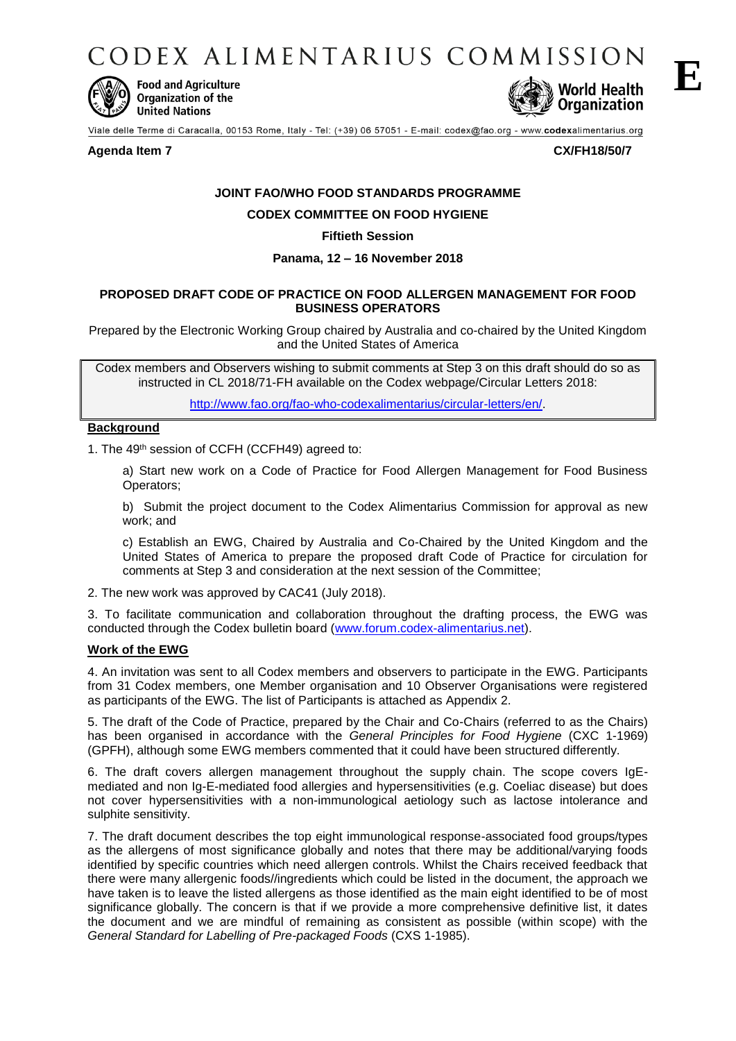CODEX ALIMENTARIUS COMMISSION

**E**

Food and Agriculture Organization of the United Nations

World Health Organization

Viale delle Terme di Caracalla, 00153 Rome, Italy - Tel: (+39) 06 57051 - E-mail: codex@fao.org - www.codexalimentarius.org

**Agenda Item 7** **CX/FH18/50/7**

**JOINT FAO/WHO FOOD STANDARDS PROGRAMME**

**CODEX COMMITTEE ON FOOD HYGIENE**

**Fiftieth Session**

**Panama, 12 – 16 November 2018**

**PROPOSED DRAFT CODE OF PRACTICE ON FOOD ALLERGEN MANAGEMENT FOR FOOD BUSINESS OPERATORS**

Prepared by the Electronic Working Group chaired by Australia and co-chaired by the United Kingdom and the United States of America

Codex members and Observers wishing to submit comments at Step 3 on this draft should do so as instructed in CL 2018/71-FH available on the Codex webpage/Circular Letters 2018:

http://www.fao.org/fao-who-codexalimentarius/circular-letters/en/.

## **Background**

1. The 49th session of CCFH (CCFH49) agreed to:

a) Start new work on a Code of Practice for Food Allergen Management for Food Business Operators;

b) Submit the project document to the Codex Alimentarius Commission for approval as new work; and

c) Establish an EWG, Chaired by Australia and Co-Chaired by the United Kingdom and the United States of America to prepare the proposed draft Code of Practice for circulation for comments at Step 3 and consideration at the next session of the Committee;

2. The new work was approved by CAC41 (July 2018).

3. To facilitate communication and collaboration throughout the drafting process, the EWG was conducted through the Codex bulletin board (www.forum.codex-alimentarius.net).

## **Work of the EWG**

4. An invitation was sent to all Codex members and observers to participate in the EWG. Participants from 31 Codex members, one Member organisation and 10 Observer Organisations were registered as participants of the EWG. The list of Participants is attached as Appendix 2.

5. The draft of the Code of Practice, prepared by the Chair and Co-Chairs (referred to as the Chairs) has been organised in accordance with the *General Principles for Food Hygiene* (CXC 1-1969) (GPFH), although some EWG members commented that it could have been structured differently.

6. The draft covers allergen management throughout the supply chain. The scope covers IgE-mediated and non Ig-E-mediated food allergies and hypersensitivities (e.g. Coeliac disease) but does not cover hypersensitivities with a non-immunological aetiology such as lactose intolerance and sulphite sensitivity.

7. The draft document describes the top eight immunological response-associated food groups/types as the allergens of most significance globally and notes that there may be additional/varying foods identified by specific countries which need allergen controls. Whilst the Chairs received feedback that there were many allergenic foods//ingredients which could be listed in the document, the approach we have taken is to leave the listed allergens as those identified as the main eight identified to be of most significance globally. The concern is that if we provide a more comprehensive definitive list, it dates the document and we are mindful of remaining as consistent as possible (within scope) with the *General Standard for Labelling of Pre-packaged Foods* (CXS 1-1985).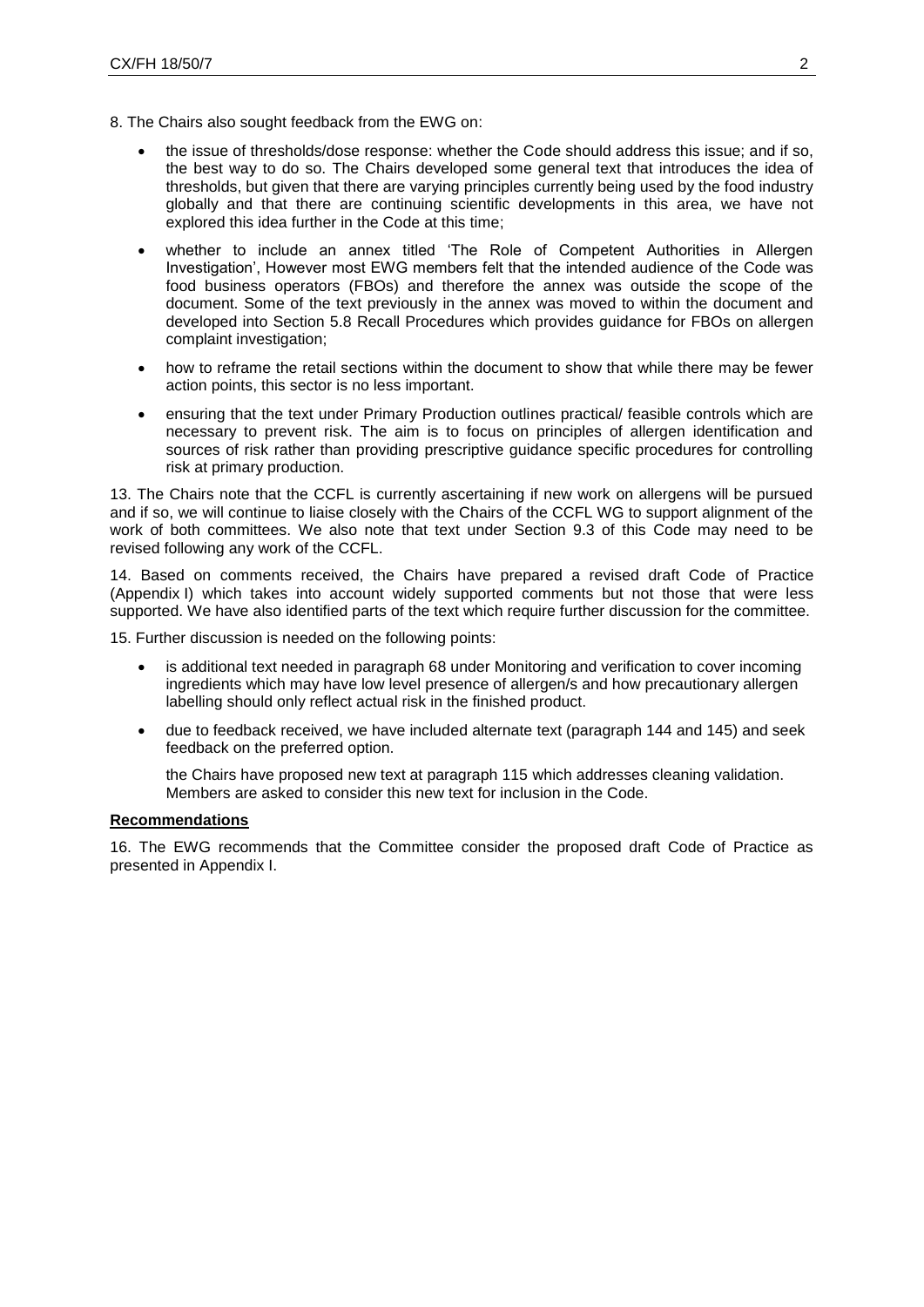8. The Chairs also sought feedback from the EWG on:

- the issue of thresholds/dose response: whether the Code should address this issue; and if so, the best way to do so. The Chairs developed some general text that introduces the idea of thresholds, but given that there are varying principles currently being used by the food industry globally and that there are continuing scientific developments in this area, we have not explored this idea further in the Code at this time;
- whether to include an annex titled 'The Role of Competent Authorities in Allergen Investigation', However most EWG members felt that the intended audience of the Code was food business operators (FBOs) and therefore the annex was outside the scope of the document. Some of the text previously in the annex was moved to within the document and developed into Section 5.8 Recall Procedures which provides guidance for FBOs on allergen complaint investigation;
- how to reframe the retail sections within the document to show that while there may be fewer action points, this sector is no less important.
- ensuring that the text under Primary Production outlines practical/ feasible controls which are necessary to prevent risk. The aim is to focus on principles of allergen identification and sources of risk rather than providing prescriptive guidance specific procedures for controlling risk at primary production.

13. The Chairs note that the CCFL is currently ascertaining if new work on allergens will be pursued and if so, we will continue to liaise closely with the Chairs of the CCFL WG to support alignment of the work of both committees. We also note that text under Section 9.3 of this Code may need to be revised following any work of the CCFL.

14. Based on comments received, the Chairs have prepared a revised draft Code of Practice (Appendix I) which takes into account widely supported comments but not those that were less supported. We have also identified parts of the text which require further discussion for the committee.

15. Further discussion is needed on the following points:

- is additional text needed in paragraph 68 under Monitoring and verification to cover incoming ingredients which may have low level presence of allergen/s and how precautionary allergen labelling should only reflect actual risk in the finished product.
- due to feedback received, we have included alternate text (paragraph 144 and 145) and seek feedback on the preferred option.

  the Chairs have proposed new text at paragraph 115 which addresses cleaning validation. Members are asked to consider this new text for inclusion in the Code.

**Recommendations**

16. The EWG recommends that the Committee consider the proposed draft Code of Practice as presented in Appendix I.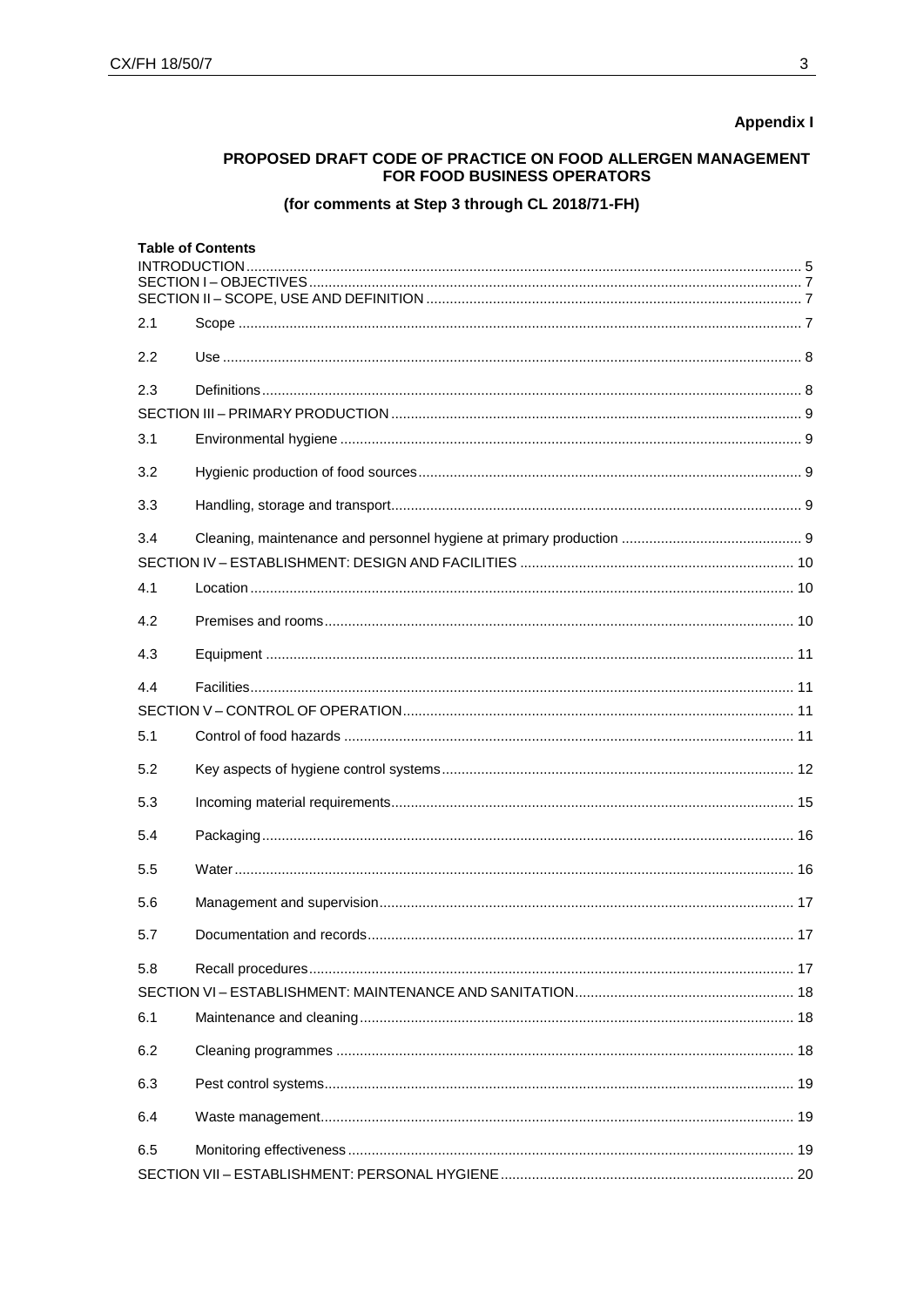**Appendix I**

**PROPOSED DRAFT CODE OF PRACTICE ON FOOD ALLERGEN MANAGEMENT FOR FOOD BUSINESS OPERATORS**

**(for comments at Step 3 through CL 2018/71-FH)**

**Table of Contents**

| | | |
|---|---|---|
| INTRODUCTION | | 5 |
| SECTION I – OBJECTIVES | | 7 |
| SECTION II – SCOPE, USE AND DEFINITION | | 7 |
| 2.1 | Scope | 7 |
| 2.2 | Use | 8 |
| 2.3 | Definitions | 8 |
| SECTION III – PRIMARY PRODUCTION | | 9 |
| 3.1 | Environmental hygiene | 9 |
| 3.2 | Hygienic production of food sources | 9 |
| 3.3 | Handling, storage and transport | 9 |
| 3.4 | Cleaning, maintenance and personnel hygiene at primary production | 9 |
| SECTION IV – ESTABLISHMENT: DESIGN AND FACILITIES | | 10 |
| 4.1 | Location | 10 |
| 4.2 | Premises and rooms | 10 |
| 4.3 | Equipment | 11 |
| 4.4 | Facilities | 11 |
| SECTION V – CONTROL OF OPERATION | | 11 |
| 5.1 | Control of food hazards | 11 |
| 5.2 | Key aspects of hygiene control systems | 12 |
| 5.3 | Incoming material requirements | 15 |
| 5.4 | Packaging | 16 |
| 5.5 | Water | 16 |
| 5.6 | Management and supervision | 17 |
| 5.7 | Documentation and records | 17 |
| 5.8 | Recall procedures | 17 |
| SECTION VI – ESTABLISHMENT: MAINTENANCE AND SANITATION | | 18 |
| 6.1 | Maintenance and cleaning | 18 |
| 6.2 | Cleaning programmes | 18 |
| 6.3 | Pest control systems | 19 |
| 6.4 | Waste management | 19 |
| 6.5 | Monitoring effectiveness | 19 |
| SECTION VII – ESTABLISHMENT: PERSONAL HYGIENE | | 20 |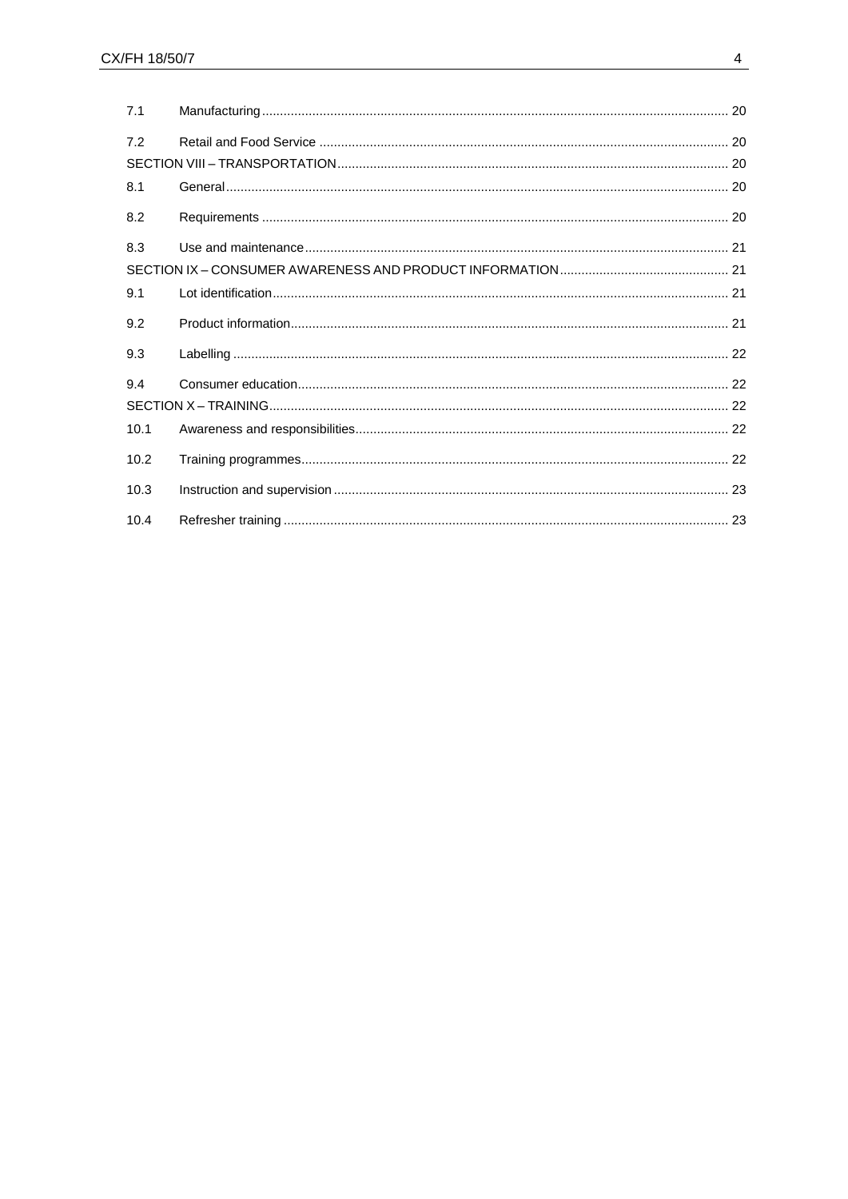| | | |
|---|---|---|
| 7.1 | Manufacturing | 20 |
| 7.2 | Retail and Food Service | 20 |
| SECTION VIII – TRANSPORTATION | | 20 |
| 8.1 | General | 20 |
| 8.2 | Requirements | 20 |
| 8.3 | Use and maintenance | 21 |
| SECTION IX – CONSUMER AWARENESS AND PRODUCT INFORMATION | | 21 |
| 9.1 | Lot identification | 21 |
| 9.2 | Product information | 21 |
| 9.3 | Labelling | 22 |
| 9.4 | Consumer education | 22 |
| SECTION X – TRAINING | | 22 |
| 10.1 | Awareness and responsibilities | 22 |
| 10.2 | Training programmes | 22 |
| 10.3 | Instruction and supervision | 23 |
| 10.4 | Refresher training | 23 |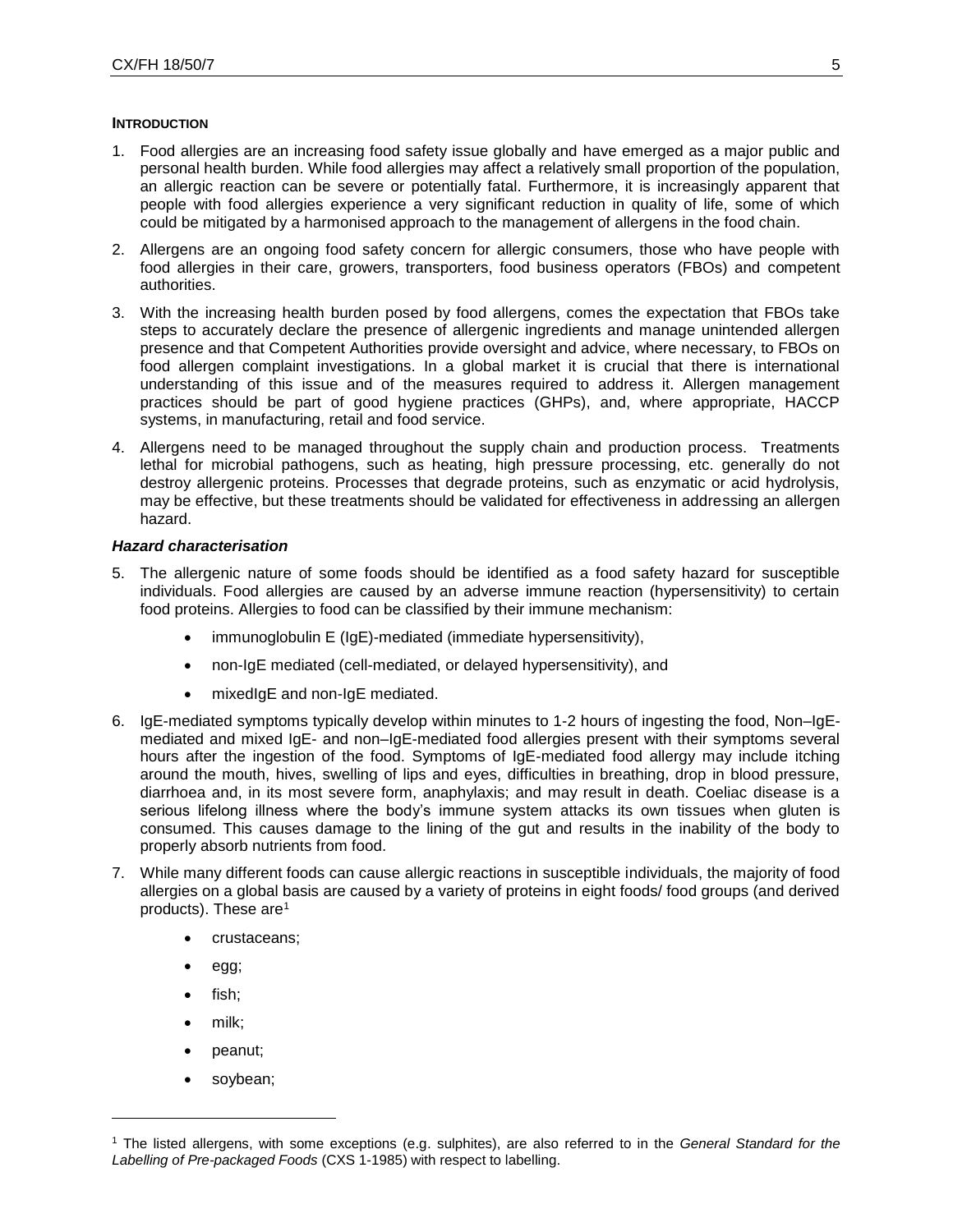**INTRODUCTION**

1. Food allergies are an increasing food safety issue globally and have emerged as a major public and personal health burden. While food allergies may affect a relatively small proportion of the population, an allergic reaction can be severe or potentially fatal. Furthermore, it is increasingly apparent that people with food allergies experience a very significant reduction in quality of life, some of which could be mitigated by a harmonised approach to the management of allergens in the food chain.

2. Allergens are an ongoing food safety concern for allergic consumers, those who have people with food allergies in their care, growers, transporters, food business operators (FBOs) and competent authorities.

3. With the increasing health burden posed by food allergens, comes the expectation that FBOs take steps to accurately declare the presence of allergenic ingredients and manage unintended allergen presence and that Competent Authorities provide oversight and advice, where necessary, to FBOs on food allergen complaint investigations. In a global market it is crucial that there is international understanding of this issue and of the measures required to address it. Allergen management practices should be part of good hygiene practices (GHPs), and, where appropriate, HACCP systems, in manufacturing, retail and food service.

4. Allergens need to be managed throughout the supply chain and production process. Treatments lethal for microbial pathogens, such as heating, high pressure processing, etc. generally do not destroy allergenic proteins. Processes that degrade proteins, such as enzymatic or acid hydrolysis, may be effective, but these treatments should be validated for effectiveness in addressing an allergen hazard.

***Hazard characterisation***

5. The allergenic nature of some foods should be identified as a food safety hazard for susceptible individuals. Food allergies are caused by an adverse immune reaction (hypersensitivity) to certain food proteins. Allergies to food can be classified by their immune mechanism:

    - immunoglobulin E (IgE)-mediated (immediate hypersensitivity),
    - non-IgE mediated (cell-mediated, or delayed hypersensitivity), and
    - mixedIgE and non-IgE mediated.

6. IgE-mediated symptoms typically develop within minutes to 1-2 hours of ingesting the food, Non–IgE-mediated and mixed IgE- and non–IgE-mediated food allergies present with their symptoms several hours after the ingestion of the food. Symptoms of IgE-mediated food allergy may include itching around the mouth, hives, swelling of lips and eyes, difficulties in breathing, drop in blood pressure, diarrhoea and, in its most severe form, anaphylaxis; and may result in death. Coeliac disease is a serious lifelong illness where the body's immune system attacks its own tissues when gluten is consumed. This causes damage to the lining of the gut and results in the inability of the body to properly absorb nutrients from food.

7. While many different foods can cause allergic reactions in susceptible individuals, the majority of food allergies on a global basis are caused by a variety of proteins in eight foods/ food groups (and derived products). These are[1]

    - crustaceans;
    - egg;
    - fish;
    - milk;
    - peanut;
    - soybean;

---

[1] The listed allergens, with some exceptions (e.g. sulphites), are also referred to in the *General Standard for the Labelling of Pre-packaged Foods* (CXS 1-1985) with respect to labelling.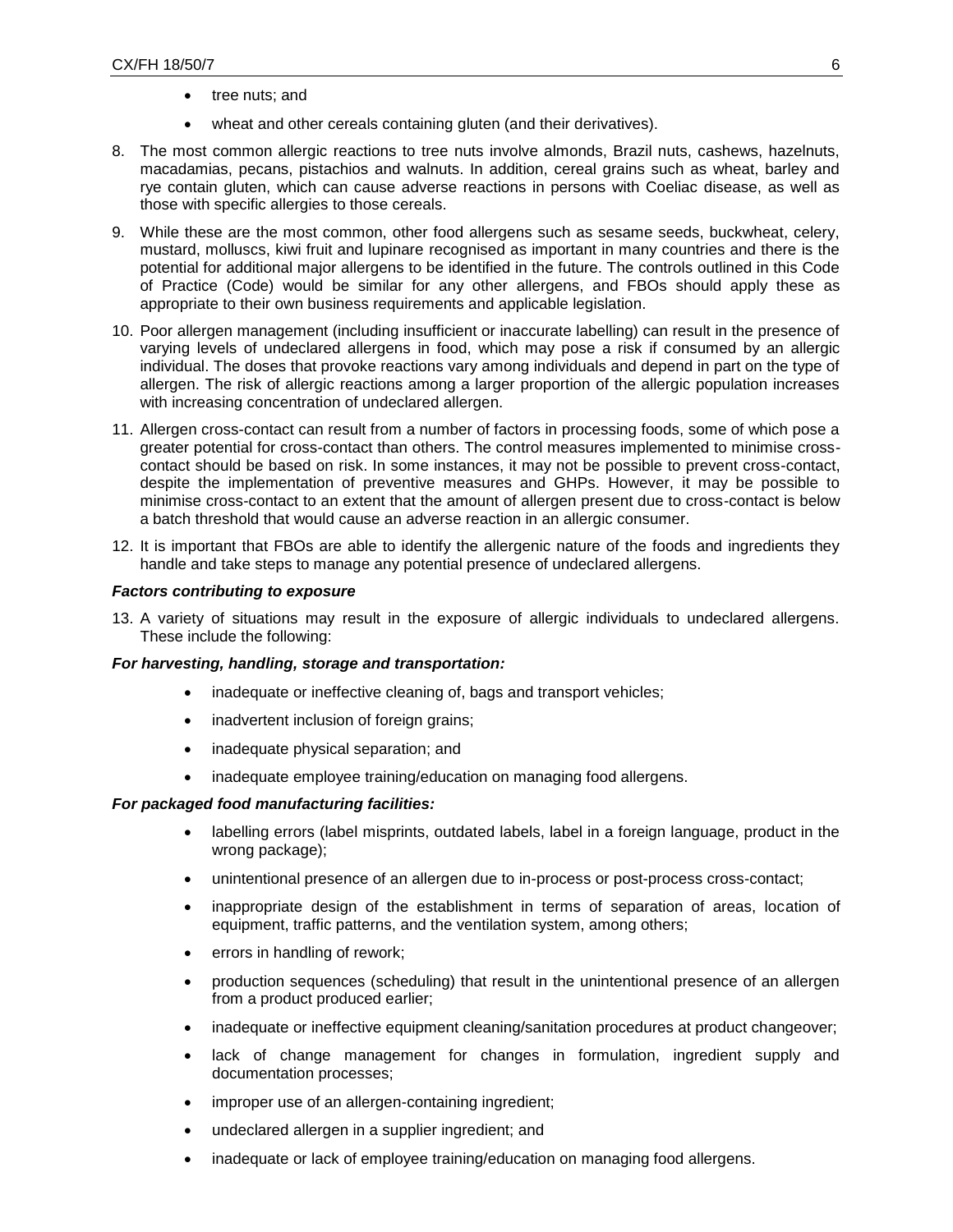- tree nuts; and
- wheat and other cereals containing gluten (and their derivatives).

8. The most common allergic reactions to tree nuts involve almonds, Brazil nuts, cashews, hazelnuts, macadamias, pecans, pistachios and walnuts. In addition, cereal grains such as wheat, barley and rye contain gluten, which can cause adverse reactions in persons with Coeliac disease, as well as those with specific allergies to those cereals.

9. While these are the most common, other food allergens such as sesame seeds, buckwheat, celery, mustard, molluscs, kiwi fruit and lupinare recognised as important in many countries and there is the potential for additional major allergens to be identified in the future. The controls outlined in this Code of Practice (Code) would be similar for any other allergens, and FBOs should apply these as appropriate to their own business requirements and applicable legislation.

10. Poor allergen management (including insufficient or inaccurate labelling) can result in the presence of varying levels of undeclared allergens in food, which may pose a risk if consumed by an allergic individual. The doses that provoke reactions vary among individuals and depend in part on the type of allergen. The risk of allergic reactions among a larger proportion of the allergic population increases with increasing concentration of undeclared allergen.

11. Allergen cross-contact can result from a number of factors in processing foods, some of which pose a greater potential for cross-contact than others. The control measures implemented to minimise cross-contact should be based on risk. In some instances, it may not be possible to prevent cross-contact, despite the implementation of preventive measures and GHPs. However, it may be possible to minimise cross-contact to an extent that the amount of allergen present due to cross-contact is below a batch threshold that would cause an adverse reaction in an allergic consumer.

12. It is important that FBOs are able to identify the allergenic nature of the foods and ingredients they handle and take steps to manage any potential presence of undeclared allergens.

***Factors contributing to exposure***

13. A variety of situations may result in the exposure of allergic individuals to undeclared allergens. These include the following:

***For harvesting, handling, storage and transportation:***

- inadequate or ineffective cleaning of, bags and transport vehicles;
- inadvertent inclusion of foreign grains;
- inadequate physical separation; and
- inadequate employee training/education on managing food allergens.

***For packaged food manufacturing facilities:***

- labelling errors (label misprints, outdated labels, label in a foreign language, product in the wrong package);
- unintentional presence of an allergen due to in-process or post-process cross-contact;
- inappropriate design of the establishment in terms of separation of areas, location of equipment, traffic patterns, and the ventilation system, among others;
- errors in handling of rework;
- production sequences (scheduling) that result in the unintentional presence of an allergen from a product produced earlier;
- inadequate or ineffective equipment cleaning/sanitation procedures at product changeover;
- lack of change management for changes in formulation, ingredient supply and documentation processes;
- improper use of an allergen-containing ingredient;
- undeclared allergen in a supplier ingredient; and
- inadequate or lack of employee training/education on managing food allergens.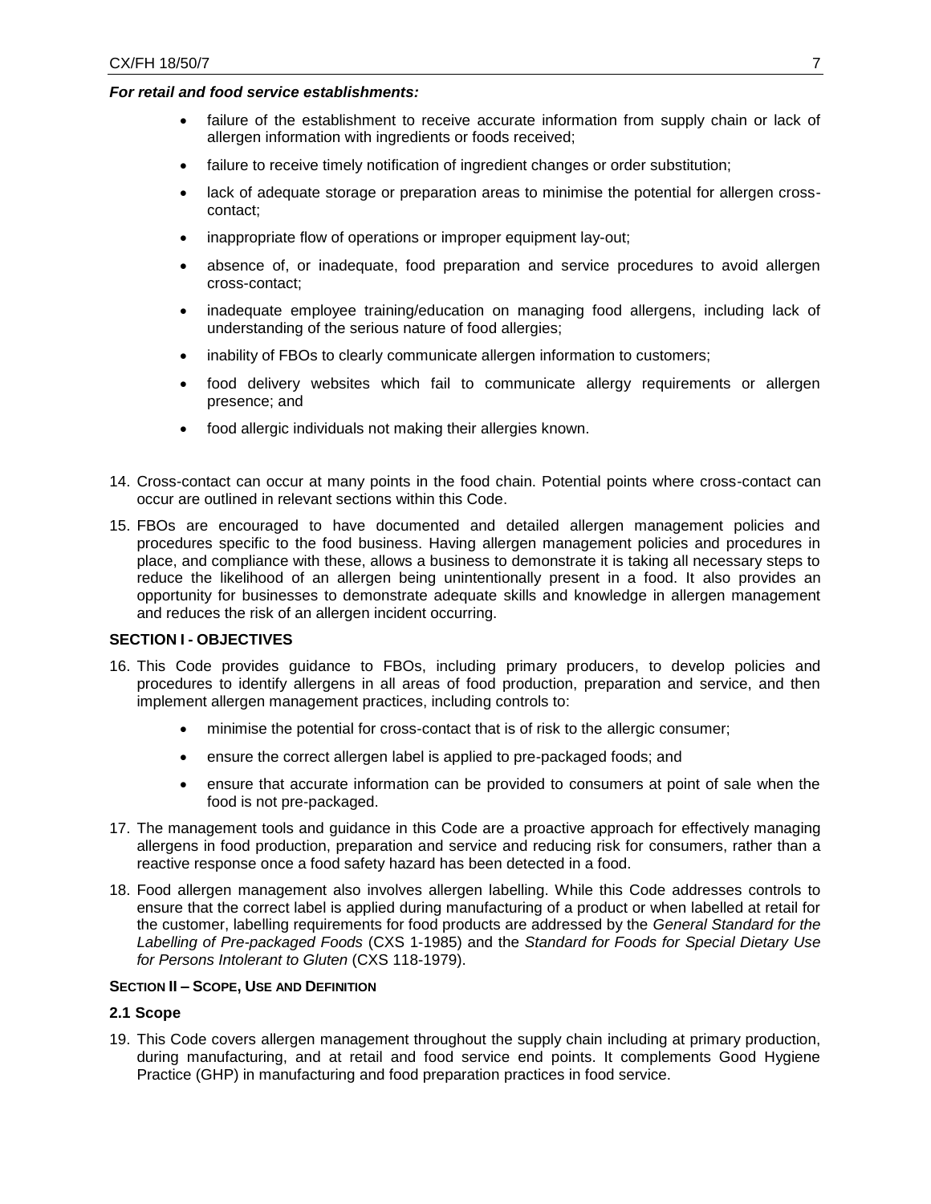***For retail and food service establishments:***

- failure of the establishment to receive accurate information from supply chain or lack of allergen information with ingredients or foods received;
- failure to receive timely notification of ingredient changes or order substitution;
- lack of adequate storage or preparation areas to minimise the potential for allergen cross-contact;
- inappropriate flow of operations or improper equipment lay-out;
- absence of, or inadequate, food preparation and service procedures to avoid allergen cross-contact;
- inadequate employee training/education on managing food allergens, including lack of understanding of the serious nature of food allergies;
- inability of FBOs to clearly communicate allergen information to customers;
- food delivery websites which fail to communicate allergy requirements or allergen presence; and
- food allergic individuals not making their allergies known.

14. Cross-contact can occur at many points in the food chain. Potential points where cross-contact can occur are outlined in relevant sections within this Code.

15. FBOs are encouraged to have documented and detailed allergen management policies and procedures specific to the food business. Having allergen management policies and procedures in place, and compliance with these, allows a business to demonstrate it is taking all necessary steps to reduce the likelihood of an allergen being unintentionally present in a food. It also provides an opportunity for businesses to demonstrate adequate skills and knowledge in allergen management and reduces the risk of an allergen incident occurring.

## SECTION I - OBJECTIVES

16. This Code provides guidance to FBOs, including primary producers, to develop policies and procedures to identify allergens in all areas of food production, preparation and service, and then implement allergen management practices, including controls to:
    - minimise the potential for cross-contact that is of risk to the allergic consumer;
    - ensure the correct allergen label is applied to pre-packaged foods; and
    - ensure that accurate information can be provided to consumers at point of sale when the food is not pre-packaged.

17. The management tools and guidance in this Code are a proactive approach for effectively managing allergens in food production, preparation and service and reducing risk for consumers, rather than a reactive response once a food safety hazard has been detected in a food.

18. Food allergen management also involves allergen labelling. While this Code addresses controls to ensure that the correct label is applied during manufacturing of a product or when labelled at retail for the customer, labelling requirements for food products are addressed by the *General Standard for the Labelling of Pre-packaged Foods* (CXS 1-1985) and the *Standard for Foods for Special Dietary Use for Persons Intolerant to Gluten* (CXS 118-1979).

## SECTION II – SCOPE, USE AND DEFINITION

### 2.1 Scope

19. This Code covers allergen management throughout the supply chain including at primary production, during manufacturing, and at retail and food service end points. It complements Good Hygiene Practice (GHP) in manufacturing and food preparation practices in food service.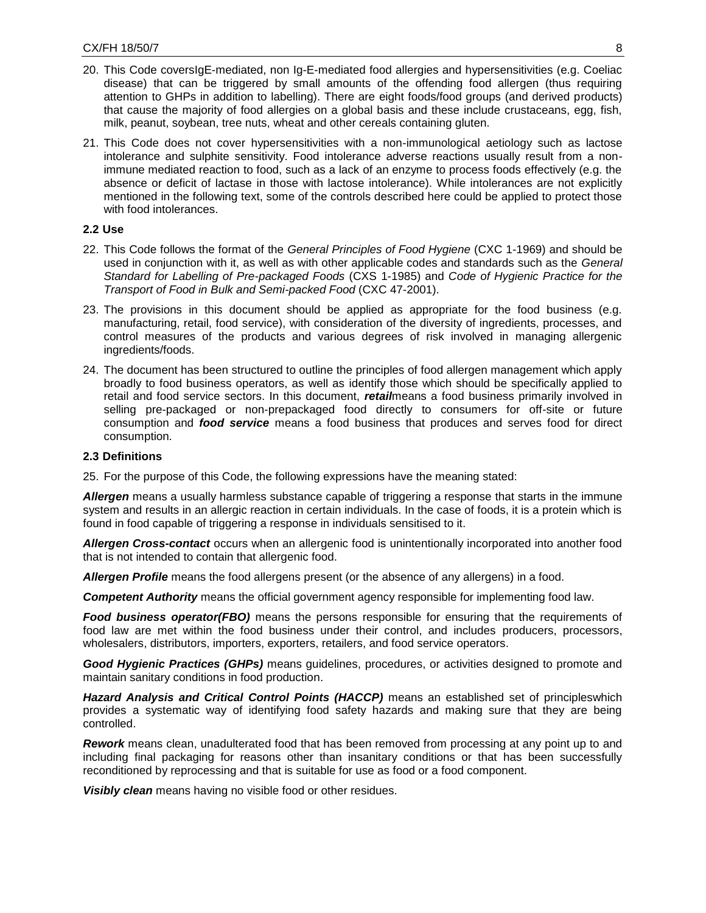20. This Code coversIgE-mediated, non Ig-E-mediated food allergies and hypersensitivities (e.g. Coeliac disease) that can be triggered by small amounts of the offending food allergen (thus requiring attention to GHPs in addition to labelling). There are eight foods/food groups (and derived products) that cause the majority of food allergies on a global basis and these include crustaceans, egg, fish, milk, peanut, soybean, tree nuts, wheat and other cereals containing gluten.

21. This Code does not cover hypersensitivities with a non-immunological aetiology such as lactose intolerance and sulphite sensitivity. Food intolerance adverse reactions usually result from a non-immune mediated reaction to food, such as a lack of an enzyme to process foods effectively (e.g. the absence or deficit of lactase in those with lactose intolerance). While intolerances are not explicitly mentioned in the following text, some of the controls described here could be applied to protect those with food intolerances.

### 2.2 Use

22. This Code follows the format of the *General Principles of Food Hygiene* (CXC 1-1969) and should be used in conjunction with it, as well as with other applicable codes and standards such as the *General Standard for Labelling of Pre-packaged Foods* (CXS 1-1985) and *Code of Hygienic Practice for the Transport of Food in Bulk and Semi-packed Food* (CXC 47-2001).

23. The provisions in this document should be applied as appropriate for the food business (e.g. manufacturing, retail, food service), with consideration of the diversity of ingredients, processes, and control measures of the products and various degrees of risk involved in managing allergenic ingredients/foods.

24. The document has been structured to outline the principles of food allergen management which apply broadly to food business operators, as well as identify those which should be specifically applied to retail and food service sectors. In this document, ***retail***means a food business primarily involved in selling pre-packaged or non-prepackaged food directly to consumers for off-site or future consumption and ***food service*** means a food business that produces and serves food for direct consumption.

### 2.3 Definitions

25. For the purpose of this Code, the following expressions have the meaning stated:

***Allergen*** means a usually harmless substance capable of triggering a response that starts in the immune system and results in an allergic reaction in certain individuals. In the case of foods, it is a protein which is found in food capable of triggering a response in individuals sensitised to it.

***Allergen Cross-contact*** occurs when an allergenic food is unintentionally incorporated into another food that is not intended to contain that allergenic food.

***Allergen Profile*** means the food allergens present (or the absence of any allergens) in a food.

***Competent Authority*** means the official government agency responsible for implementing food law.

***Food business operator(FBO)*** means the persons responsible for ensuring that the requirements of food law are met within the food business under their control, and includes producers, processors, wholesalers, distributors, importers, exporters, retailers, and food service operators.

***Good Hygienic Practices (GHPs)*** means guidelines, procedures, or activities designed to promote and maintain sanitary conditions in food production.

***Hazard Analysis and Critical Control Points (HACCP)*** means an established set of principleswhich provides a systematic way of identifying food safety hazards and making sure that they are being controlled.

***Rework*** means clean, unadulterated food that has been removed from processing at any point up to and including final packaging for reasons other than insanitary conditions or that has been successfully reconditioned by reprocessing and that is suitable for use as food or a food component.

***Visibly clean*** means having no visible food or other residues.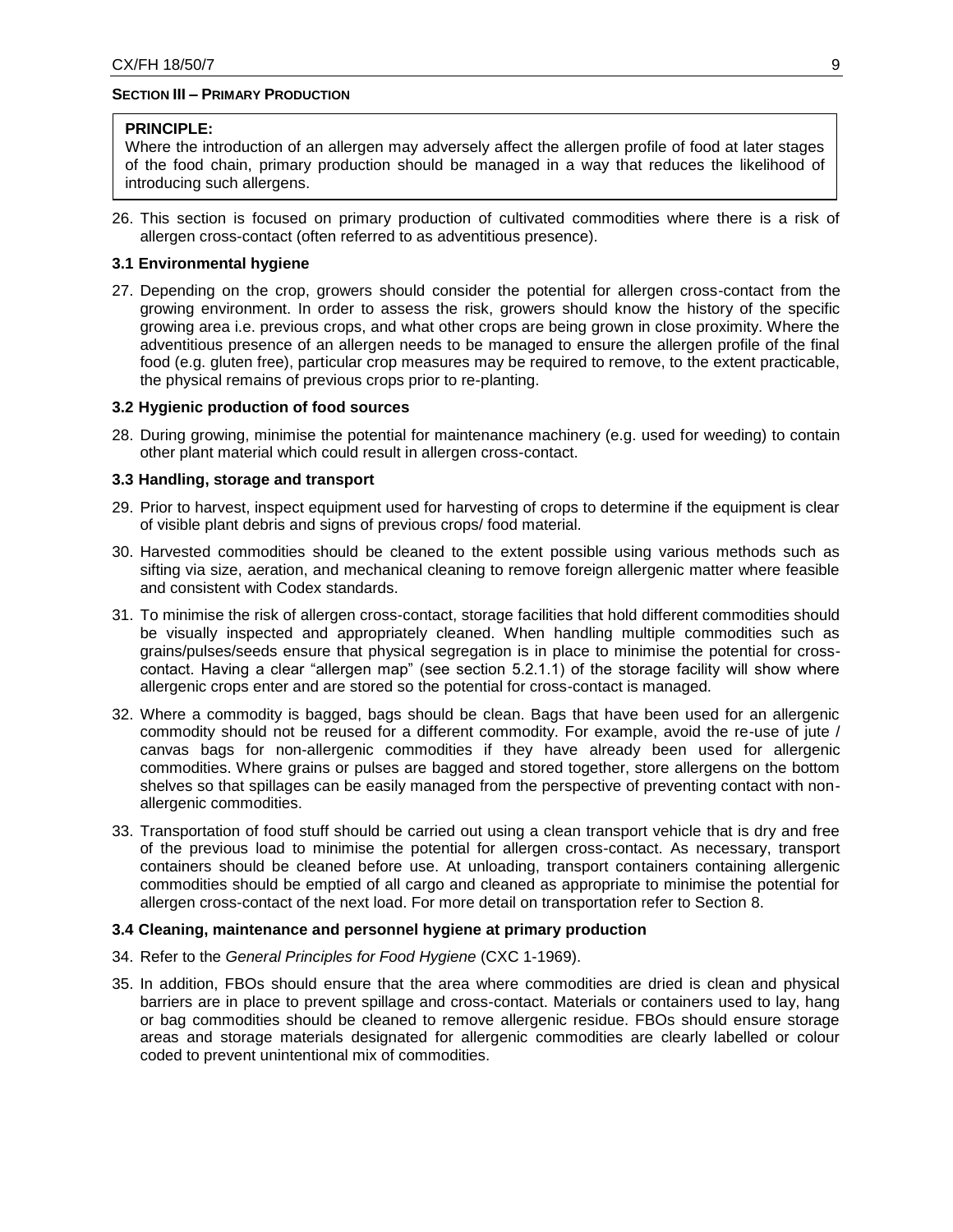## SECTION III – PRIMARY PRODUCTION

**PRINCIPLE:**

Where the introduction of an allergen may adversely affect the allergen profile of food at later stages of the food chain, primary production should be managed in a way that reduces the likelihood of introducing such allergens.

26. This section is focused on primary production of cultivated commodities where there is a risk of allergen cross-contact (often referred to as adventitious presence).

### 3.1 Environmental hygiene

27. Depending on the crop, growers should consider the potential for allergen cross-contact from the growing environment. In order to assess the risk, growers should know the history of the specific growing area i.e. previous crops, and what other crops are being grown in close proximity. Where the adventitious presence of an allergen needs to be managed to ensure the allergen profile of the final food (e.g. gluten free), particular crop measures may be required to remove, to the extent practicable, the physical remains of previous crops prior to re-planting.

### 3.2 Hygienic production of food sources

28. During growing, minimise the potential for maintenance machinery (e.g. used for weeding) to contain other plant material which could result in allergen cross-contact.

### 3.3 Handling, storage and transport

29. Prior to harvest, inspect equipment used for harvesting of crops to determine if the equipment is clear of visible plant debris and signs of previous crops/ food material.
30. Harvested commodities should be cleaned to the extent possible using various methods such as sifting via size, aeration, and mechanical cleaning to remove foreign allergenic matter where feasible and consistent with Codex standards.
31. To minimise the risk of allergen cross-contact, storage facilities that hold different commodities should be visually inspected and appropriately cleaned. When handling multiple commodities such as grains/pulses/seeds ensure that physical segregation is in place to minimise the potential for cross-contact. Having a clear "allergen map" (see section 5.2.1.1) of the storage facility will show where allergenic crops enter and are stored so the potential for cross-contact is managed.
32. Where a commodity is bagged, bags should be clean. Bags that have been used for an allergenic commodity should not be reused for a different commodity. For example, avoid the re-use of jute / canvas bags for non-allergenic commodities if they have already been used for allergenic commodities. Where grains or pulses are bagged and stored together, store allergens on the bottom shelves so that spillages can be easily managed from the perspective of preventing contact with non-allergenic commodities.
33. Transportation of food stuff should be carried out using a clean transport vehicle that is dry and free of the previous load to minimise the potential for allergen cross-contact. As necessary, transport containers should be cleaned before use. At unloading, transport containers containing allergenic commodities should be emptied of all cargo and cleaned as appropriate to minimise the potential for allergen cross-contact of the next load. For more detail on transportation refer to Section 8.

### 3.4 Cleaning, maintenance and personnel hygiene at primary production

34. Refer to the *General Principles for Food Hygiene* (CXC 1-1969).
35. In addition, FBOs should ensure that the area where commodities are dried is clean and physical barriers are in place to prevent spillage and cross-contact. Materials or containers used to lay, hang or bag commodities should be cleaned to remove allergenic residue. FBOs should ensure storage areas and storage materials designated for allergenic commodities are clearly labelled or colour coded to prevent unintentional mix of commodities.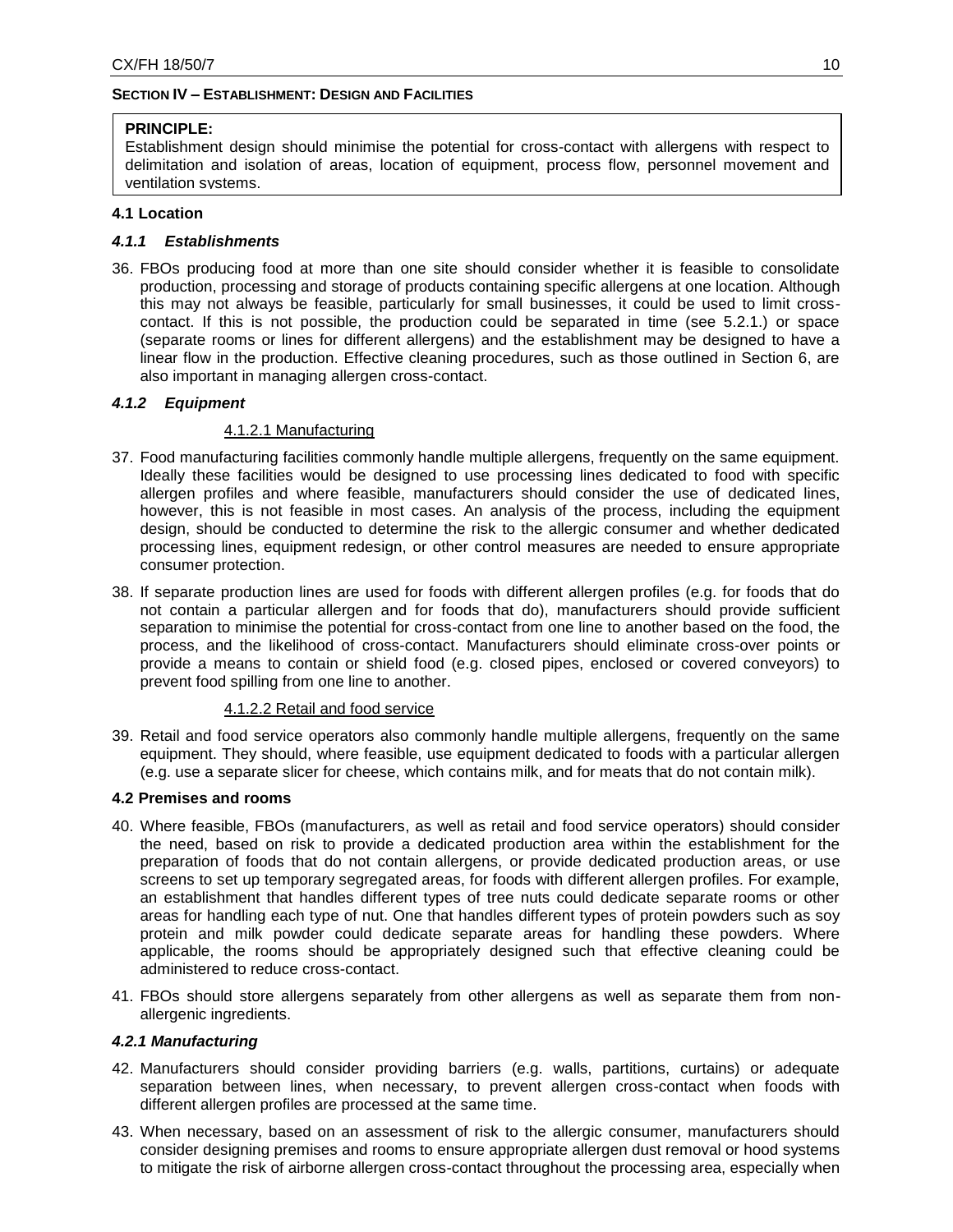**SECTION IV – ESTABLISHMENT: DESIGN AND FACILITIES**

> **PRINCIPLE:**
> Establishment design should minimise the potential for cross-contact with allergens with respect to delimitation and isolation of areas, location of equipment, process flow, personnel movement and ventilation systems.

**4.1 Location**

***4.1.1 Establishments***

36. FBOs producing food at more than one site should consider whether it is feasible to consolidate production, processing and storage of products containing specific allergens at one location. Although this may not always be feasible, particularly for small businesses, it could be used to limit cross-contact. If this is not possible, the production could be separated in time (see 5.2.1.) or space (separate rooms or lines for different allergens) and the establishment may be designed to have a linear flow in the production. Effective cleaning procedures, such as those outlined in Section 6, are also important in managing allergen cross-contact.

***4.1.2 Equipment***

4.1.2.1 Manufacturing

37. Food manufacturing facilities commonly handle multiple allergens, frequently on the same equipment. Ideally these facilities would be designed to use processing lines dedicated to food with specific allergen profiles and where feasible, manufacturers should consider the use of dedicated lines, however, this is not feasible in most cases. An analysis of the process, including the equipment design, should be conducted to determine the risk to the allergic consumer and whether dedicated processing lines, equipment redesign, or other control measures are needed to ensure appropriate consumer protection.

38. If separate production lines are used for foods with different allergen profiles (e.g. for foods that do not contain a particular allergen and for foods that do), manufacturers should provide sufficient separation to minimise the potential for cross-contact from one line to another based on the food, the process, and the likelihood of cross-contact. Manufacturers should eliminate cross-over points or provide a means to contain or shield food (e.g. closed pipes, enclosed or covered conveyors) to prevent food spilling from one line to another.

4.1.2.2 Retail and food service

39. Retail and food service operators also commonly handle multiple allergens, frequently on the same equipment. They should, where feasible, use equipment dedicated to foods with a particular allergen (e.g. use a separate slicer for cheese, which contains milk, and for meats that do not contain milk).

**4.2 Premises and rooms**

40. Where feasible, FBOs (manufacturers, as well as retail and food service operators) should consider the need, based on risk to provide a dedicated production area within the establishment for the preparation of foods that do not contain allergens, or provide dedicated production areas, or use screens to set up temporary segregated areas, for foods with different allergen profiles. For example, an establishment that handles different types of tree nuts could dedicate separate rooms or other areas for handling each type of nut. One that handles different types of protein powders such as soy protein and milk powder could dedicate separate areas for handling these powders. Where applicable, the rooms should be appropriately designed such that effective cleaning could be administered to reduce cross-contact.

41. FBOs should store allergens separately from other allergens as well as separate them from non-allergenic ingredients.

***4.2.1 Manufacturing***

42. Manufacturers should consider providing barriers (e.g. walls, partitions, curtains) or adequate separation between lines, when necessary, to prevent allergen cross-contact when foods with different allergen profiles are processed at the same time.

43. When necessary, based on an assessment of risk to the allergic consumer, manufacturers should consider designing premises and rooms to ensure appropriate allergen dust removal or hood systems to mitigate the risk of airborne allergen cross-contact throughout the processing area, especially when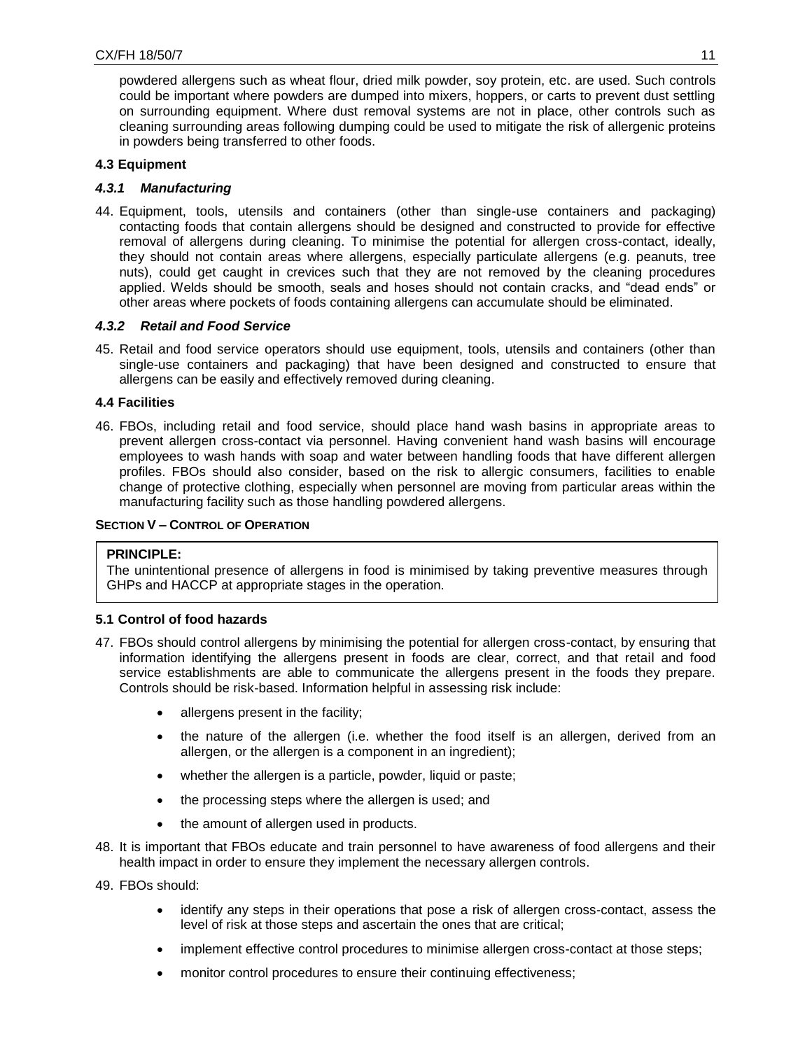powdered allergens such as wheat flour, dried milk powder, soy protein, etc. are used. Such controls could be important where powders are dumped into mixers, hoppers, or carts to prevent dust settling on surrounding equipment. Where dust removal systems are not in place, other controls such as cleaning surrounding areas following dumping could be used to mitigate the risk of allergenic proteins in powders being transferred to other foods.

### 4.3 Equipment

#### *4.3.1 Manufacturing*

44. Equipment, tools, utensils and containers (other than single-use containers and packaging) contacting foods that contain allergens should be designed and constructed to provide for effective removal of allergens during cleaning. To minimise the potential for allergen cross-contact, ideally, they should not contain areas where allergens, especially particulate allergens (e.g. peanuts, tree nuts), could get caught in crevices such that they are not removed by the cleaning procedures applied. Welds should be smooth, seals and hoses should not contain cracks, and "dead ends" or other areas where pockets of foods containing allergens can accumulate should be eliminated.

#### *4.3.2 Retail and Food Service*

45. Retail and food service operators should use equipment, tools, utensils and containers (other than single-use containers and packaging) that have been designed and constructed to ensure that allergens can be easily and effectively removed during cleaning.

### 4.4 Facilities

46. FBOs, including retail and food service, should place hand wash basins in appropriate areas to prevent allergen cross-contact via personnel. Having convenient hand wash basins will encourage employees to wash hands with soap and water between handling foods that have different allergen profiles. FBOs should also consider, based on the risk to allergic consumers, facilities to enable change of protective clothing, especially when personnel are moving from particular areas within the manufacturing facility such as those handling powdered allergens.

## SECTION V – CONTROL OF OPERATION

**PRINCIPLE:**
The unintentional presence of allergens in food is minimised by taking preventive measures through GHPs and HACCP at appropriate stages in the operation.

### 5.1 Control of food hazards

47. FBOs should control allergens by minimising the potential for allergen cross-contact, by ensuring that information identifying the allergens present in foods are clear, correct, and that retail and food service establishments are able to communicate the allergens present in the foods they prepare. Controls should be risk-based. Information helpful in assessing risk include:
    - allergens present in the facility;
    - the nature of the allergen (i.e. whether the food itself is an allergen, derived from an allergen, or the allergen is a component in an ingredient);
    - whether the allergen is a particle, powder, liquid or paste;
    - the processing steps where the allergen is used; and
    - the amount of allergen used in products.

48. It is important that FBOs educate and train personnel to have awareness of food allergens and their health impact in order to ensure they implement the necessary allergen controls.

49. FBOs should:
    - identify any steps in their operations that pose a risk of allergen cross-contact, assess the level of risk at those steps and ascertain the ones that are critical;
    - implement effective control procedures to minimise allergen cross-contact at those steps;
    - monitor control procedures to ensure their continuing effectiveness;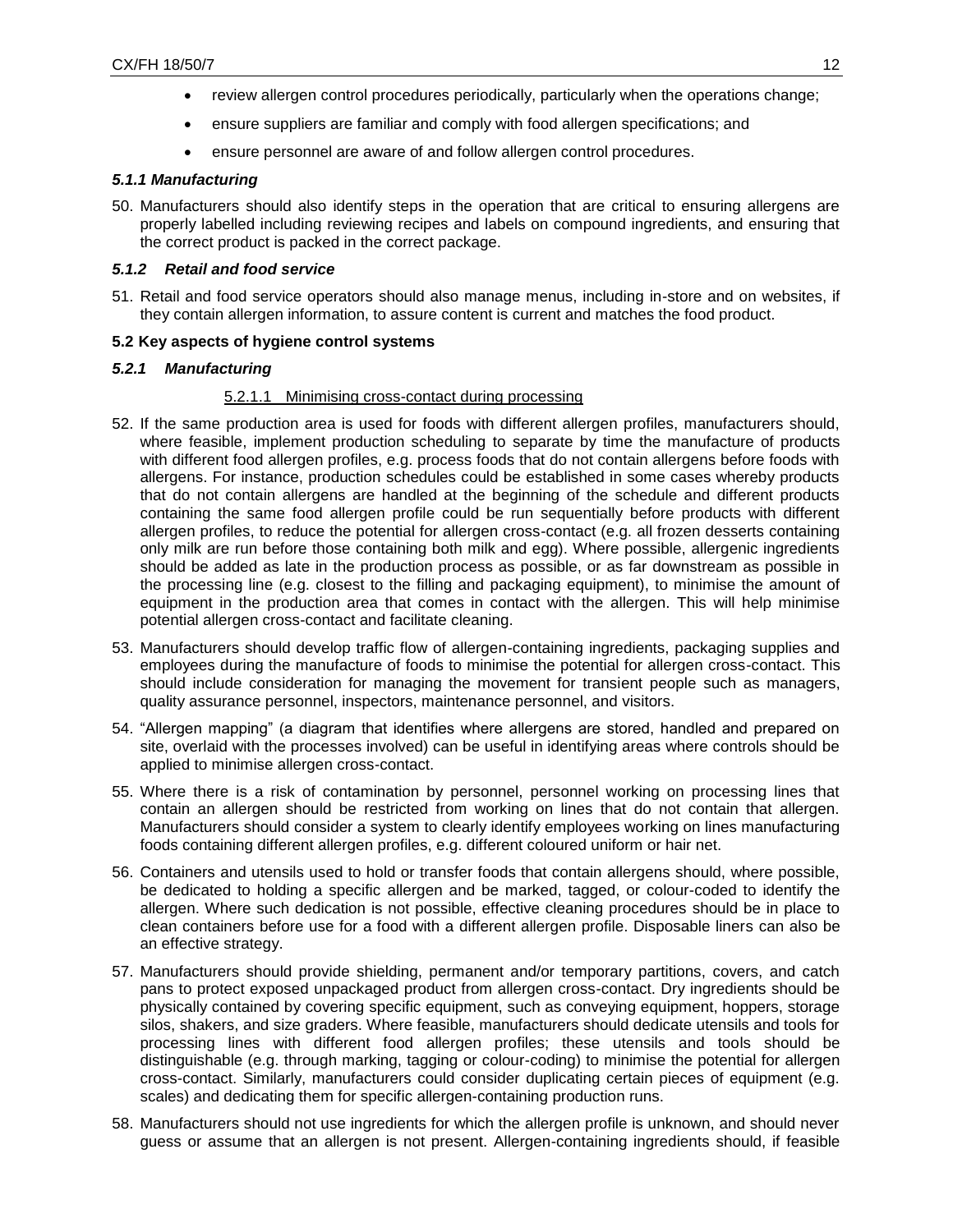- review allergen control procedures periodically, particularly when the operations change;
- ensure suppliers are familiar and comply with food allergen specifications; and
- ensure personnel are aware of and follow allergen control procedures.

#### *5.1.1 Manufacturing*

50. Manufacturers should also identify steps in the operation that are critical to ensuring allergens are properly labelled including reviewing recipes and labels on compound ingredients, and ensuring that the correct product is packed in the correct package.

#### *5.1.2 Retail and food service*

51. Retail and food service operators should also manage menus, including in-store and on websites, if they contain allergen information, to assure content is current and matches the food product.

### 5.2 Key aspects of hygiene control systems

#### *5.2.1 Manufacturing*

5.2.1.1 Minimising cross-contact during processing

52. If the same production area is used for foods with different allergen profiles, manufacturers should, where feasible, implement production scheduling to separate by time the manufacture of products with different food allergen profiles, e.g. process foods that do not contain allergens before foods with allergens. For instance, production schedules could be established in some cases whereby products that do not contain allergens are handled at the beginning of the schedule and different products containing the same food allergen profile could be run sequentially before products with different allergen profiles, to reduce the potential for allergen cross-contact (e.g. all frozen desserts containing only milk are run before those containing both milk and egg). Where possible, allergenic ingredients should be added as late in the production process as possible, or as far downstream as possible in the processing line (e.g. closest to the filling and packaging equipment), to minimise the amount of equipment in the production area that comes in contact with the allergen. This will help minimise potential allergen cross-contact and facilitate cleaning.

53. Manufacturers should develop traffic flow of allergen-containing ingredients, packaging supplies and employees during the manufacture of foods to minimise the potential for allergen cross-contact. This should include consideration for managing the movement for transient people such as managers, quality assurance personnel, inspectors, maintenance personnel, and visitors.

54. "Allergen mapping" (a diagram that identifies where allergens are stored, handled and prepared on site, overlaid with the processes involved) can be useful in identifying areas where controls should be applied to minimise allergen cross-contact.

55. Where there is a risk of contamination by personnel, personnel working on processing lines that contain an allergen should be restricted from working on lines that do not contain that allergen. Manufacturers should consider a system to clearly identify employees working on lines manufacturing foods containing different allergen profiles, e.g. different coloured uniform or hair net.

56. Containers and utensils used to hold or transfer foods that contain allergens should, where possible, be dedicated to holding a specific allergen and be marked, tagged, or colour-coded to identify the allergen. Where such dedication is not possible, effective cleaning procedures should be in place to clean containers before use for a food with a different allergen profile. Disposable liners can also be an effective strategy.

57. Manufacturers should provide shielding, permanent and/or temporary partitions, covers, and catch pans to protect exposed unpackaged product from allergen cross-contact. Dry ingredients should be physically contained by covering specific equipment, such as conveying equipment, hoppers, storage silos, shakers, and size graders. Where feasible, manufacturers should dedicate utensils and tools for processing lines with different food allergen profiles; these utensils and tools should be distinguishable (e.g. through marking, tagging or colour-coding) to minimise the potential for allergen cross-contact. Similarly, manufacturers could consider duplicating certain pieces of equipment (e.g. scales) and dedicating them for specific allergen-containing production runs.

58. Manufacturers should not use ingredients for which the allergen profile is unknown, and should never guess or assume that an allergen is not present. Allergen-containing ingredients should, if feasible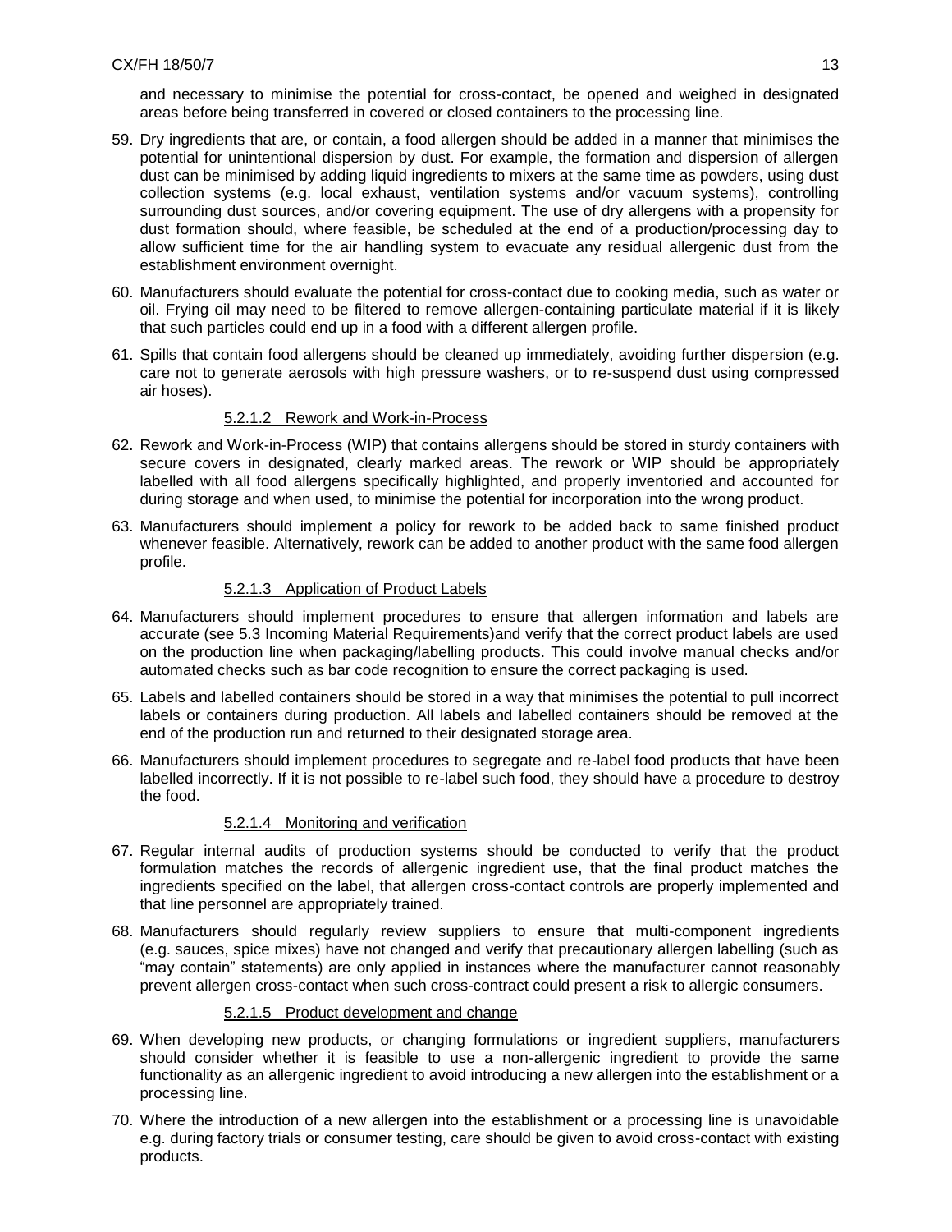and necessary to minimise the potential for cross-contact, be opened and weighed in designated areas before being transferred in covered or closed containers to the processing line.

59. Dry ingredients that are, or contain, a food allergen should be added in a manner that minimises the potential for unintentional dispersion by dust. For example, the formation and dispersion of allergen dust can be minimised by adding liquid ingredients to mixers at the same time as powders, using dust collection systems (e.g. local exhaust, ventilation systems and/or vacuum systems), controlling surrounding dust sources, and/or covering equipment. The use of dry allergens with a propensity for dust formation should, where feasible, be scheduled at the end of a production/processing day to allow sufficient time for the air handling system to evacuate any residual allergenic dust from the establishment environment overnight.

60. Manufacturers should evaluate the potential for cross-contact due to cooking media, such as water or oil. Frying oil may need to be filtered to remove allergen-containing particulate material if it is likely that such particles could end up in a food with a different allergen profile.

61. Spills that contain food allergens should be cleaned up immediately, avoiding further dispersion (e.g. care not to generate aerosols with high pressure washers, or to re-suspend dust using compressed air hoses).

#### 5.2.1.2 Rework and Work-in-Process

62. Rework and Work-in-Process (WIP) that contains allergens should be stored in sturdy containers with secure covers in designated, clearly marked areas. The rework or WIP should be appropriately labelled with all food allergens specifically highlighted, and properly inventoried and accounted for during storage and when used, to minimise the potential for incorporation into the wrong product.

63. Manufacturers should implement a policy for rework to be added back to same finished product whenever feasible. Alternatively, rework can be added to another product with the same food allergen profile.

#### 5.2.1.3 Application of Product Labels

64. Manufacturers should implement procedures to ensure that allergen information and labels are accurate (see 5.3 Incoming Material Requirements)and verify that the correct product labels are used on the production line when packaging/labelling products. This could involve manual checks and/or automated checks such as bar code recognition to ensure the correct packaging is used.

65. Labels and labelled containers should be stored in a way that minimises the potential to pull incorrect labels or containers during production. All labels and labelled containers should be removed at the end of the production run and returned to their designated storage area.

66. Manufacturers should implement procedures to segregate and re-label food products that have been labelled incorrectly. If it is not possible to re-label such food, they should have a procedure to destroy the food.

#### 5.2.1.4 Monitoring and verification

67. Regular internal audits of production systems should be conducted to verify that the product formulation matches the records of allergenic ingredient use, that the final product matches the ingredients specified on the label, that allergen cross-contact controls are properly implemented and that line personnel are appropriately trained.

68. Manufacturers should regularly review suppliers to ensure that multi-component ingredients (e.g. sauces, spice mixes) have not changed and verify that precautionary allergen labelling (such as "may contain" statements) are only applied in instances where the manufacturer cannot reasonably prevent allergen cross-contact when such cross-contract could present a risk to allergic consumers.

#### 5.2.1.5 Product development and change

69. When developing new products, or changing formulations or ingredient suppliers, manufacturers should consider whether it is feasible to use a non-allergenic ingredient to provide the same functionality as an allergenic ingredient to avoid introducing a new allergen into the establishment or a processing line.

70. Where the introduction of a new allergen into the establishment or a processing line is unavoidable e.g. during factory trials or consumer testing, care should be given to avoid cross-contact with existing products.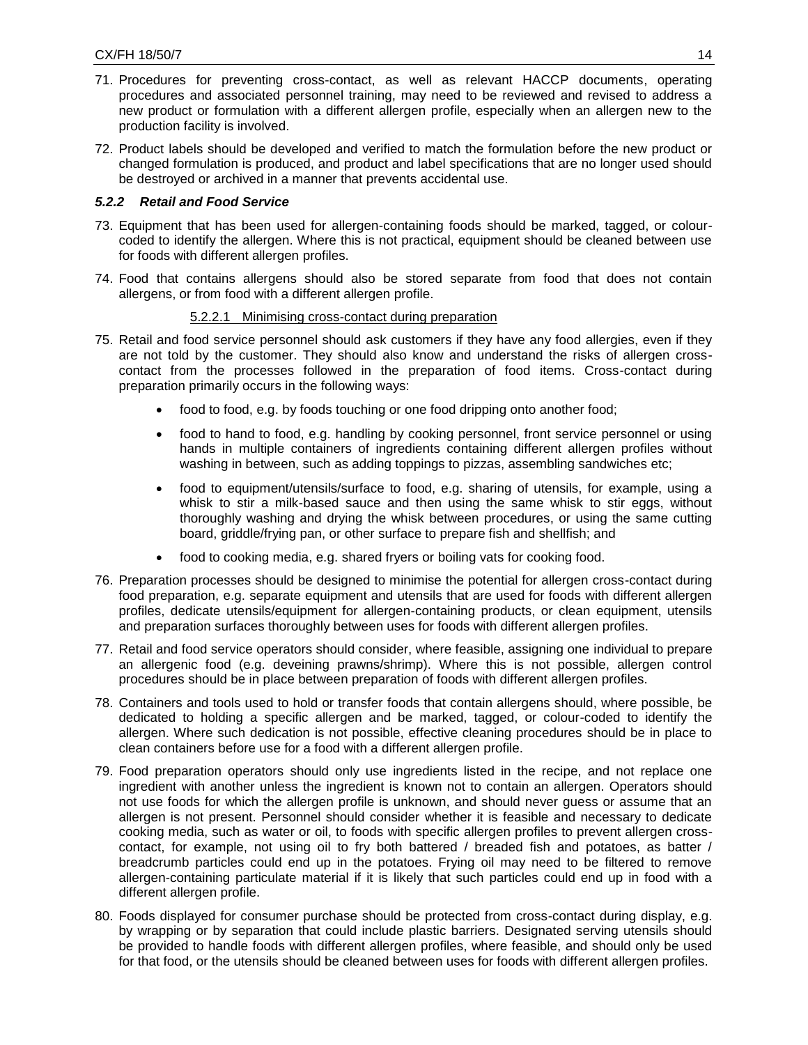71. Procedures for preventing cross-contact, as well as relevant HACCP documents, operating procedures and associated personnel training, may need to be reviewed and revised to address a new product or formulation with a different allergen profile, especially when an allergen new to the production facility is involved.

72. Product labels should be developed and verified to match the formulation before the new product or changed formulation is produced, and product and label specifications that are no longer used should be destroyed or archived in a manner that prevents accidental use.

### *5.2.2 Retail and Food Service*

73. Equipment that has been used for allergen-containing foods should be marked, tagged, or colour-coded to identify the allergen. Where this is not practical, equipment should be cleaned between use for foods with different allergen profiles.

74. Food that contains allergens should also be stored separate from food that does not contain allergens, or from food with a different allergen profile.

#### 5.2.2.1 Minimising cross-contact during preparation

75. Retail and food service personnel should ask customers if they have any food allergies, even if they are not told by the customer. They should also know and understand the risks of allergen cross-contact from the processes followed in the preparation of food items. Cross-contact during preparation primarily occurs in the following ways:

    - food to food, e.g. by foods touching or one food dripping onto another food;
    - food to hand to food, e.g. handling by cooking personnel, front service personnel or using hands in multiple containers of ingredients containing different allergen profiles without washing in between, such as adding toppings to pizzas, assembling sandwiches etc;
    - food to equipment/utensils/surface to food, e.g. sharing of utensils, for example, using a whisk to stir a milk-based sauce and then using the same whisk to stir eggs, without thoroughly washing and drying the whisk between procedures, or using the same cutting board, griddle/frying pan, or other surface to prepare fish and shellfish; and
    - food to cooking media, e.g. shared fryers or boiling vats for cooking food.

76. Preparation processes should be designed to minimise the potential for allergen cross-contact during food preparation, e.g. separate equipment and utensils that are used for foods with different allergen profiles, dedicate utensils/equipment for allergen-containing products, or clean equipment, utensils and preparation surfaces thoroughly between uses for foods with different allergen profiles.

77. Retail and food service operators should consider, where feasible, assigning one individual to prepare an allergenic food (e.g. deveining prawns/shrimp). Where this is not possible, allergen control procedures should be in place between preparation of foods with different allergen profiles.

78. Containers and tools used to hold or transfer foods that contain allergens should, where possible, be dedicated to holding a specific allergen and be marked, tagged, or colour-coded to identify the allergen. Where such dedication is not possible, effective cleaning procedures should be in place to clean containers before use for a food with a different allergen profile.

79. Food preparation operators should only use ingredients listed in the recipe, and not replace one ingredient with another unless the ingredient is known not to contain an allergen. Operators should not use foods for which the allergen profile is unknown, and should never guess or assume that an allergen is not present. Personnel should consider whether it is feasible and necessary to dedicate cooking media, such as water or oil, to foods with specific allergen profiles to prevent allergen cross-contact, for example, not using oil to fry both battered / breaded fish and potatoes, as batter / breadcrumb particles could end up in the potatoes. Frying oil may need to be filtered to remove allergen-containing particulate material if it is likely that such particles could end up in food with a different allergen profile.

80. Foods displayed for consumer purchase should be protected from cross-contact during display, e.g. by wrapping or by separation that could include plastic barriers. Designated serving utensils should be provided to handle foods with different allergen profiles, where feasible, and should only be used for that food, or the utensils should be cleaned between uses for foods with different allergen profiles.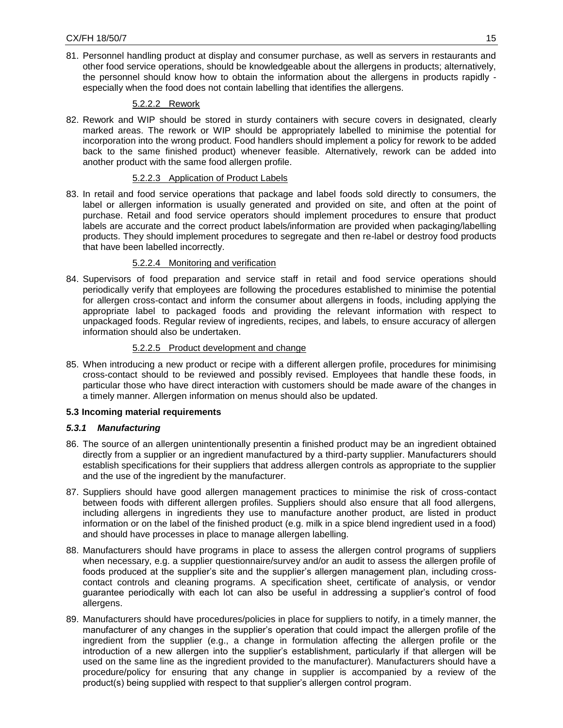81. Personnel handling product at display and consumer purchase, as well as servers in restaurants and other food service operations, should be knowledgeable about the allergens in products; alternatively, the personnel should know how to obtain the information about the allergens in products rapidly - especially when the food does not contain labelling that identifies the allergens.

#### 5.2.2.2 Rework

82. Rework and WIP should be stored in sturdy containers with secure covers in designated, clearly marked areas. The rework or WIP should be appropriately labelled to minimise the potential for incorporation into the wrong product. Food handlers should implement a policy for rework to be added back to the same finished product) whenever feasible. Alternatively, rework can be added into another product with the same food allergen profile.

#### 5.2.2.3 Application of Product Labels

83. In retail and food service operations that package and label foods sold directly to consumers, the label or allergen information is usually generated and provided on site, and often at the point of purchase. Retail and food service operators should implement procedures to ensure that product labels are accurate and the correct product labels/information are provided when packaging/labelling products. They should implement procedures to segregate and then re-label or destroy food products that have been labelled incorrectly.

#### 5.2.2.4 Monitoring and verification

84. Supervisors of food preparation and service staff in retail and food service operations should periodically verify that employees are following the procedures established to minimise the potential for allergen cross-contact and inform the consumer about allergens in foods, including applying the appropriate label to packaged foods and providing the relevant information with respect to unpackaged foods. Regular review of ingredients, recipes, and labels, to ensure accuracy of allergen information should also be undertaken.

#### 5.2.2.5 Product development and change

85. When introducing a new product or recipe with a different allergen profile, procedures for minimising cross-contact should to be reviewed and possibly revised. Employees that handle these foods, in particular those who have direct interaction with customers should be made aware of the changes in a timely manner. Allergen information on menus should also be updated.

### 5.3 Incoming material requirements

#### *5.3.1 Manufacturing*

86. The source of an allergen unintentionally presentin a finished product may be an ingredient obtained directly from a supplier or an ingredient manufactured by a third-party supplier. Manufacturers should establish specifications for their suppliers that address allergen controls as appropriate to the supplier and the use of the ingredient by the manufacturer.

87. Suppliers should have good allergen management practices to minimise the risk of cross-contact between foods with different allergen profiles. Suppliers should also ensure that all food allergens, including allergens in ingredients they use to manufacture another product, are listed in product information or on the label of the finished product (e.g. milk in a spice blend ingredient used in a food) and should have processes in place to manage allergen labelling.

88. Manufacturers should have programs in place to assess the allergen control programs of suppliers when necessary, e.g. a supplier questionnaire/survey and/or an audit to assess the allergen profile of foods produced at the supplier's site and the supplier's allergen management plan, including cross-contact controls and cleaning programs. A specification sheet, certificate of analysis, or vendor guarantee periodically with each lot can also be useful in addressing a supplier's control of food allergens.

89. Manufacturers should have procedures/policies in place for suppliers to notify, in a timely manner, the manufacturer of any changes in the supplier's operation that could impact the allergen profile of the ingredient from the supplier (e.g., a change in formulation affecting the allergen profile or the introduction of a new allergen into the supplier's establishment, particularly if that allergen will be used on the same line as the ingredient provided to the manufacturer). Manufacturers should have a procedure/policy for ensuring that any change in supplier is accompanied by a review of the product(s) being supplied with respect to that supplier's allergen control program.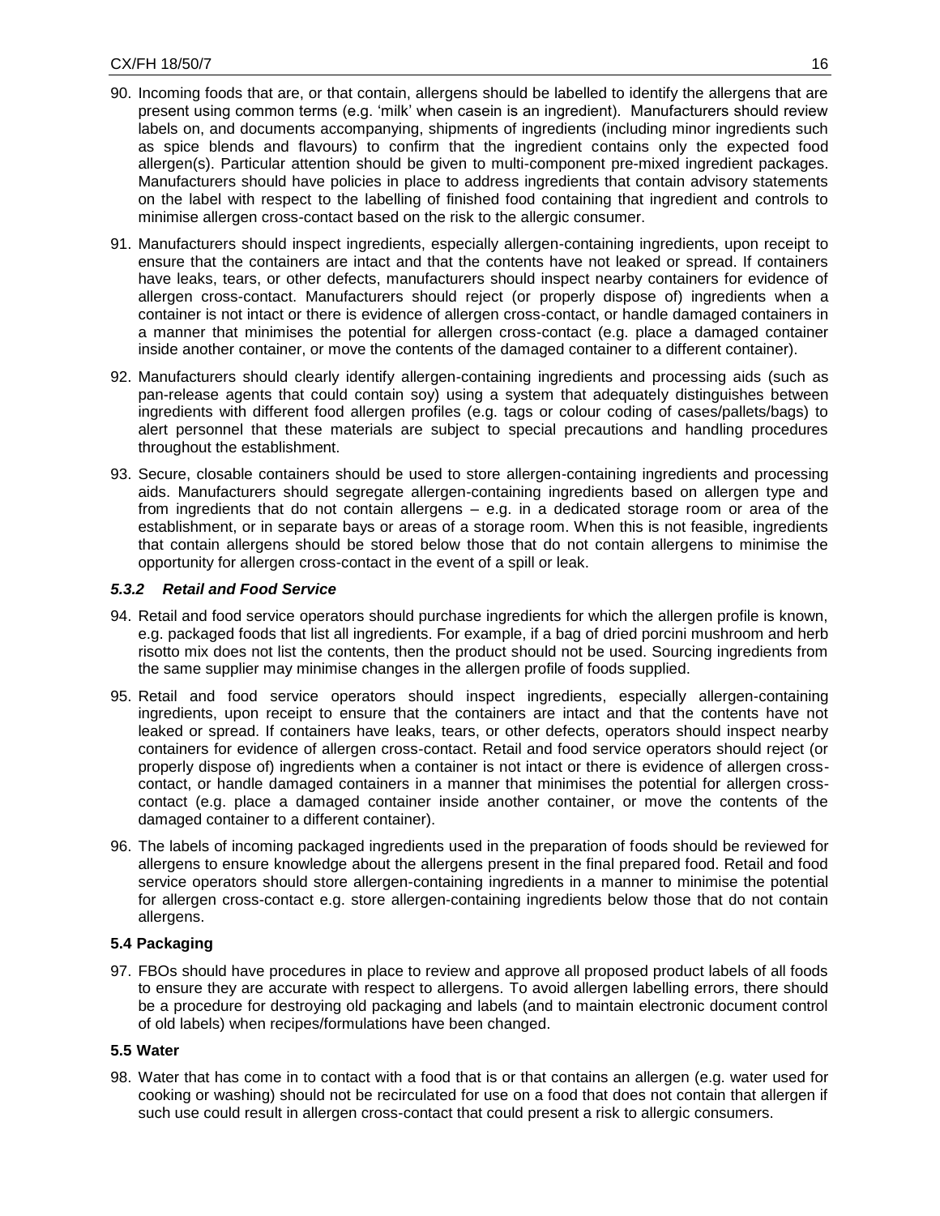90. Incoming foods that are, or that contain, allergens should be labelled to identify the allergens that are present using common terms (e.g. 'milk' when casein is an ingredient). Manufacturers should review labels on, and documents accompanying, shipments of ingredients (including minor ingredients such as spice blends and flavours) to confirm that the ingredient contains only the expected food allergen(s). Particular attention should be given to multi-component pre-mixed ingredient packages. Manufacturers should have policies in place to address ingredients that contain advisory statements on the label with respect to the labelling of finished food containing that ingredient and controls to minimise allergen cross-contact based on the risk to the allergic consumer.

91. Manufacturers should inspect ingredients, especially allergen-containing ingredients, upon receipt to ensure that the containers are intact and that the contents have not leaked or spread. If containers have leaks, tears, or other defects, manufacturers should inspect nearby containers for evidence of allergen cross-contact. Manufacturers should reject (or properly dispose of) ingredients when a container is not intact or there is evidence of allergen cross-contact, or handle damaged containers in a manner that minimises the potential for allergen cross-contact (e.g. place a damaged container inside another container, or move the contents of the damaged container to a different container).

92. Manufacturers should clearly identify allergen-containing ingredients and processing aids (such as pan-release agents that could contain soy) using a system that adequately distinguishes between ingredients with different food allergen profiles (e.g. tags or colour coding of cases/pallets/bags) to alert personnel that these materials are subject to special precautions and handling procedures throughout the establishment.

93. Secure, closable containers should be used to store allergen-containing ingredients and processing aids. Manufacturers should segregate allergen-containing ingredients based on allergen type and from ingredients that do not contain allergens – e.g. in a dedicated storage room or area of the establishment, or in separate bays or areas of a storage room. When this is not feasible, ingredients that contain allergens should be stored below those that do not contain allergens to minimise the opportunity for allergen cross-contact in the event of a spill or leak.

### *5.3.2 Retail and Food Service*

94. Retail and food service operators should purchase ingredients for which the allergen profile is known, e.g. packaged foods that list all ingredients. For example, if a bag of dried porcini mushroom and herb risotto mix does not list the contents, then the product should not be used. Sourcing ingredients from the same supplier may minimise changes in the allergen profile of foods supplied.

95. Retail and food service operators should inspect ingredients, especially allergen-containing ingredients, upon receipt to ensure that the containers are intact and that the contents have not leaked or spread. If containers have leaks, tears, or other defects, operators should inspect nearby containers for evidence of allergen cross-contact. Retail and food service operators should reject (or properly dispose of) ingredients when a container is not intact or there is evidence of allergen cross-contact, or handle damaged containers in a manner that minimises the potential for allergen cross-contact (e.g. place a damaged container inside another container, or move the contents of the damaged container to a different container).

96. The labels of incoming packaged ingredients used in the preparation of foods should be reviewed for allergens to ensure knowledge about the allergens present in the final prepared food. Retail and food service operators should store allergen-containing ingredients in a manner to minimise the potential for allergen cross-contact e.g. store allergen-containing ingredients below those that do not contain allergens.

### 5.4 Packaging

97. FBOs should have procedures in place to review and approve all proposed product labels of all foods to ensure they are accurate with respect to allergens. To avoid allergen labelling errors, there should be a procedure for destroying old packaging and labels (and to maintain electronic document control of old labels) when recipes/formulations have been changed.

### 5.5 Water

98. Water that has come in to contact with a food that is or that contains an allergen (e.g. water used for cooking or washing) should not be recirculated for use on a food that does not contain that allergen if such use could result in allergen cross-contact that could present a risk to allergic consumers.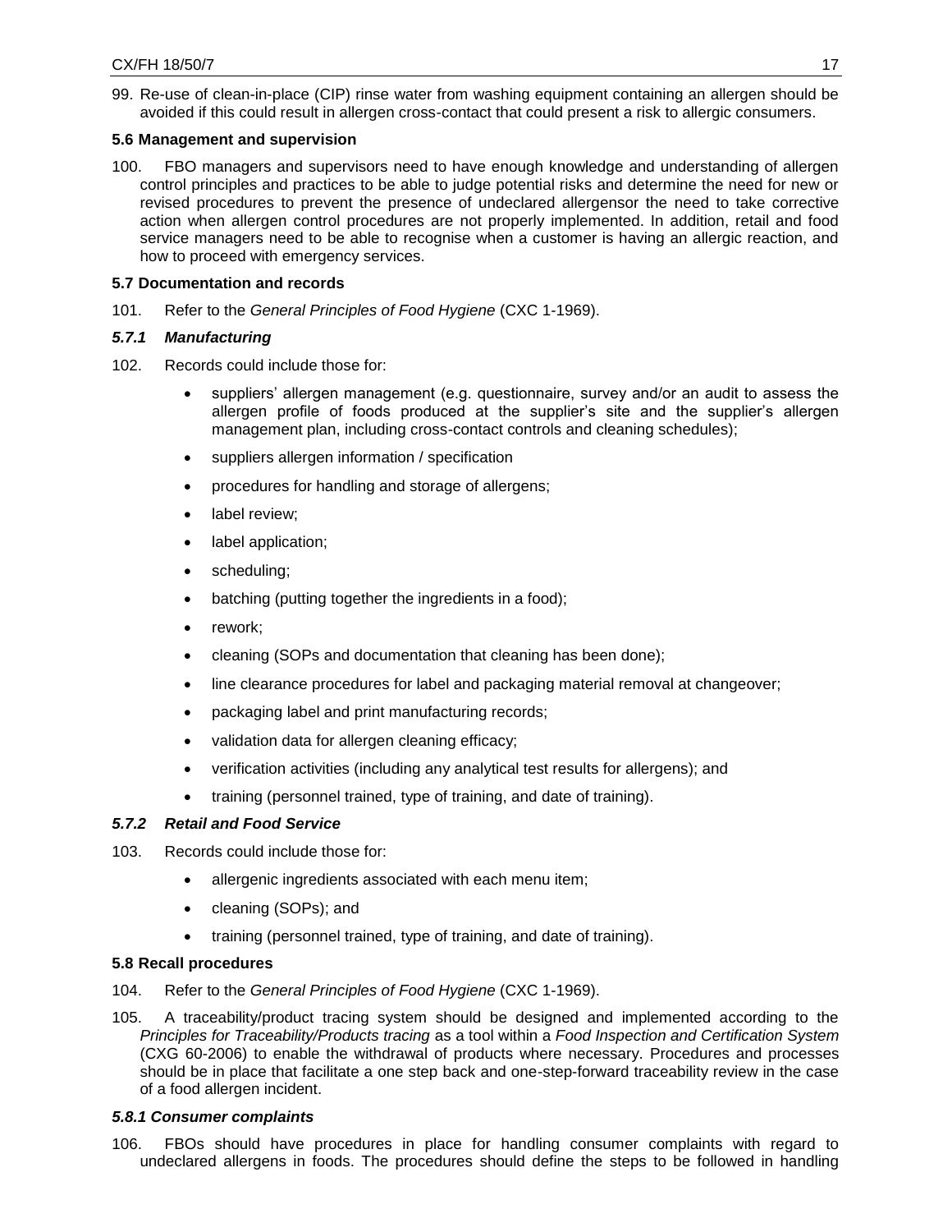99. Re-use of clean-in-place (CIP) rinse water from washing equipment containing an allergen should be avoided if this could result in allergen cross-contact that could present a risk to allergic consumers.

### 5.6 Management and supervision

100. FBO managers and supervisors need to have enough knowledge and understanding of allergen control principles and practices to be able to judge potential risks and determine the need for new or revised procedures to prevent the presence of undeclared allergensor the need to take corrective action when allergen control procedures are not properly implemented. In addition, retail and food service managers need to be able to recognise when a customer is having an allergic reaction, and how to proceed with emergency services.

### 5.7 Documentation and records

101. Refer to the *General Principles of Food Hygiene* (CXC 1-1969).

#### *5.7.1 Manufacturing*

102. Records could include those for:

- suppliers' allergen management (e.g. questionnaire, survey and/or an audit to assess the allergen profile of foods produced at the supplier's site and the supplier's allergen management plan, including cross-contact controls and cleaning schedules);
- suppliers allergen information / specification
- procedures for handling and storage of allergens;
- label review;
- label application;
- scheduling;
- batching (putting together the ingredients in a food);
- rework;
- cleaning (SOPs and documentation that cleaning has been done);
- line clearance procedures for label and packaging material removal at changeover;
- packaging label and print manufacturing records;
- validation data for allergen cleaning efficacy;
- verification activities (including any analytical test results for allergens); and
- training (personnel trained, type of training, and date of training).

#### *5.7.2 Retail and Food Service*

103. Records could include those for:

- allergenic ingredients associated with each menu item;
- cleaning (SOPs); and
- training (personnel trained, type of training, and date of training).

### 5.8 Recall procedures

104. Refer to the *General Principles of Food Hygiene* (CXC 1-1969).

105. A traceability/product tracing system should be designed and implemented according to the *Principles for Traceability/Products tracing* as a tool within a *Food Inspection and Certification System* (CXG 60-2006) to enable the withdrawal of products where necessary. Procedures and processes should be in place that facilitate a one step back and one-step-forward traceability review in the case of a food allergen incident.

#### *5.8.1 Consumer complaints*

106. FBOs should have procedures in place for handling consumer complaints with regard to undeclared allergens in foods. The procedures should define the steps to be followed in handling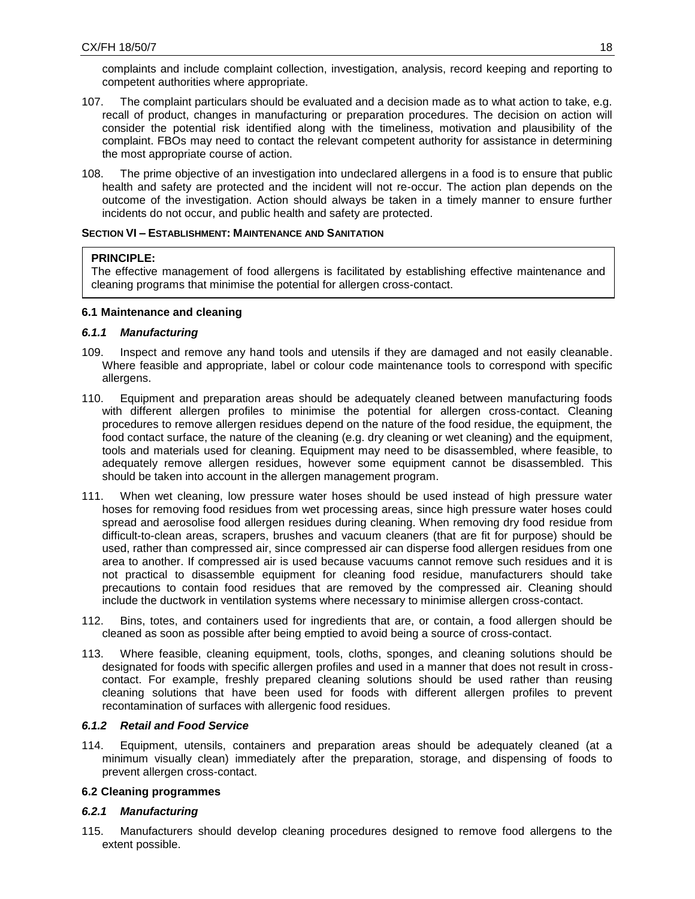complaints and include complaint collection, investigation, analysis, record keeping and reporting to competent authorities where appropriate.

107. The complaint particulars should be evaluated and a decision made as to what action to take, e.g. recall of product, changes in manufacturing or preparation procedures. The decision on action will consider the potential risk identified along with the timeliness, motivation and plausibility of the complaint. FBOs may need to contact the relevant competent authority for assistance in determining the most appropriate course of action.

108. The prime objective of an investigation into undeclared allergens in a food is to ensure that public health and safety are protected and the incident will not re-occur. The action plan depends on the outcome of the investigation. Action should always be taken in a timely manner to ensure further incidents do not occur, and public health and safety are protected.

**SECTION VI – ESTABLISHMENT: MAINTENANCE AND SANITATION**

> **PRINCIPLE:**
> The effective management of food allergens is facilitated by establishing effective maintenance and cleaning programs that minimise the potential for allergen cross-contact.

**6.1 Maintenance and cleaning**

***6.1.1 Manufacturing***

109. Inspect and remove any hand tools and utensils if they are damaged and not easily cleanable. Where feasible and appropriate, label or colour code maintenance tools to correspond with specific allergens.

110. Equipment and preparation areas should be adequately cleaned between manufacturing foods with different allergen profiles to minimise the potential for allergen cross-contact. Cleaning procedures to remove allergen residues depend on the nature of the food residue, the equipment, the food contact surface, the nature of the cleaning (e.g. dry cleaning or wet cleaning) and the equipment, tools and materials used for cleaning. Equipment may need to be disassembled, where feasible, to adequately remove allergen residues, however some equipment cannot be disassembled. This should be taken into account in the allergen management program.

111. When wet cleaning, low pressure water hoses should be used instead of high pressure water hoses for removing food residues from wet processing areas, since high pressure water hoses could spread and aerosolise food allergen residues during cleaning. When removing dry food residue from difficult-to-clean areas, scrapers, brushes and vacuum cleaners (that are fit for purpose) should be used, rather than compressed air, since compressed air can disperse food allergen residues from one area to another. If compressed air is used because vacuums cannot remove such residues and it is not practical to disassemble equipment for cleaning food residue, manufacturers should take precautions to contain food residues that are removed by the compressed air. Cleaning should include the ductwork in ventilation systems where necessary to minimise allergen cross-contact.

112. Bins, totes, and containers used for ingredients that are, or contain, a food allergen should be cleaned as soon as possible after being emptied to avoid being a source of cross-contact.

113. Where feasible, cleaning equipment, tools, cloths, sponges, and cleaning solutions should be designated for foods with specific allergen profiles and used in a manner that does not result in cross-contact. For example, freshly prepared cleaning solutions should be used rather than reusing cleaning solutions that have been used for foods with different allergen profiles to prevent recontamination of surfaces with allergenic food residues.

***6.1.2 Retail and Food Service***

114. Equipment, utensils, containers and preparation areas should be adequately cleaned (at a minimum visually clean) immediately after the preparation, storage, and dispensing of foods to prevent allergen cross-contact.

**6.2 Cleaning programmes**

***6.2.1 Manufacturing***

115. Manufacturers should develop cleaning procedures designed to remove food allergens to the extent possible.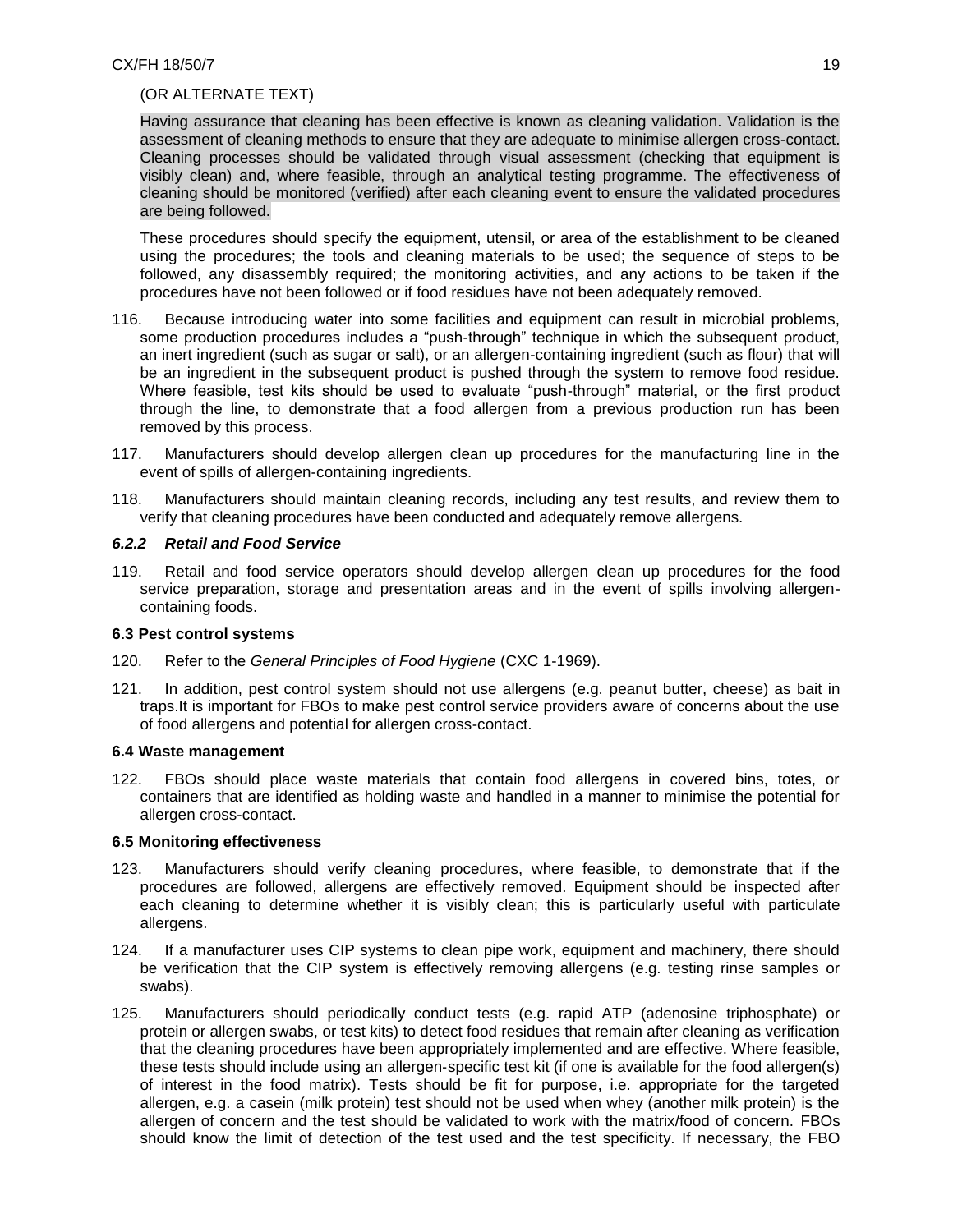(OR ALTERNATE TEXT)

Having assurance that cleaning has been effective is known as cleaning validation. Validation is the assessment of cleaning methods to ensure that they are adequate to minimise allergen cross-contact. Cleaning processes should be validated through visual assessment (checking that equipment is visibly clean) and, where feasible, through an analytical testing programme. The effectiveness of cleaning should be monitored (verified) after each cleaning event to ensure the validated procedures are being followed.

These procedures should specify the equipment, utensil, or area of the establishment to be cleaned using the procedures; the tools and cleaning materials to be used; the sequence of steps to be followed, any disassembly required; the monitoring activities, and any actions to be taken if the procedures have not been followed or if food residues have not been adequately removed.

116. Because introducing water into some facilities and equipment can result in microbial problems, some production procedures includes a "push-through" technique in which the subsequent product, an inert ingredient (such as sugar or salt), or an allergen-containing ingredient (such as flour) that will be an ingredient in the subsequent product is pushed through the system to remove food residue. Where feasible, test kits should be used to evaluate "push-through" material, or the first product through the line, to demonstrate that a food allergen from a previous production run has been removed by this process.

117. Manufacturers should develop allergen clean up procedures for the manufacturing line in the event of spills of allergen-containing ingredients.

118. Manufacturers should maintain cleaning records, including any test results, and review them to verify that cleaning procedures have been conducted and adequately remove allergens.

### *6.2.2 Retail and Food Service*

119. Retail and food service operators should develop allergen clean up procedures for the food service preparation, storage and presentation areas and in the event of spills involving allergen-containing foods.

### 6.3 Pest control systems

120. Refer to the *General Principles of Food Hygiene* (CXC 1-1969).

121. In addition, pest control system should not use allergens (e.g. peanut butter, cheese) as bait in traps.It is important for FBOs to make pest control service providers aware of concerns about the use of food allergens and potential for allergen cross-contact.

### 6.4 Waste management

122. FBOs should place waste materials that contain food allergens in covered bins, totes, or containers that are identified as holding waste and handled in a manner to minimise the potential for allergen cross-contact.

### 6.5 Monitoring effectiveness

123. Manufacturers should verify cleaning procedures, where feasible, to demonstrate that if the procedures are followed, allergens are effectively removed. Equipment should be inspected after each cleaning to determine whether it is visibly clean; this is particularly useful with particulate allergens.

124. If a manufacturer uses CIP systems to clean pipe work, equipment and machinery, there should be verification that the CIP system is effectively removing allergens (e.g. testing rinse samples or swabs).

125. Manufacturers should periodically conduct tests (e.g. rapid ATP (adenosine triphosphate) or protein or allergen swabs, or test kits) to detect food residues that remain after cleaning as verification that the cleaning procedures have been appropriately implemented and are effective. Where feasible, these tests should include using an allergen-specific test kit (if one is available for the food allergen(s) of interest in the food matrix). Tests should be fit for purpose, i.e. appropriate for the targeted allergen, e.g. a casein (milk protein) test should not be used when whey (another milk protein) is the allergen of concern and the test should be validated to work with the matrix/food of concern. FBOs should know the limit of detection of the test used and the test specificity. If necessary, the FBO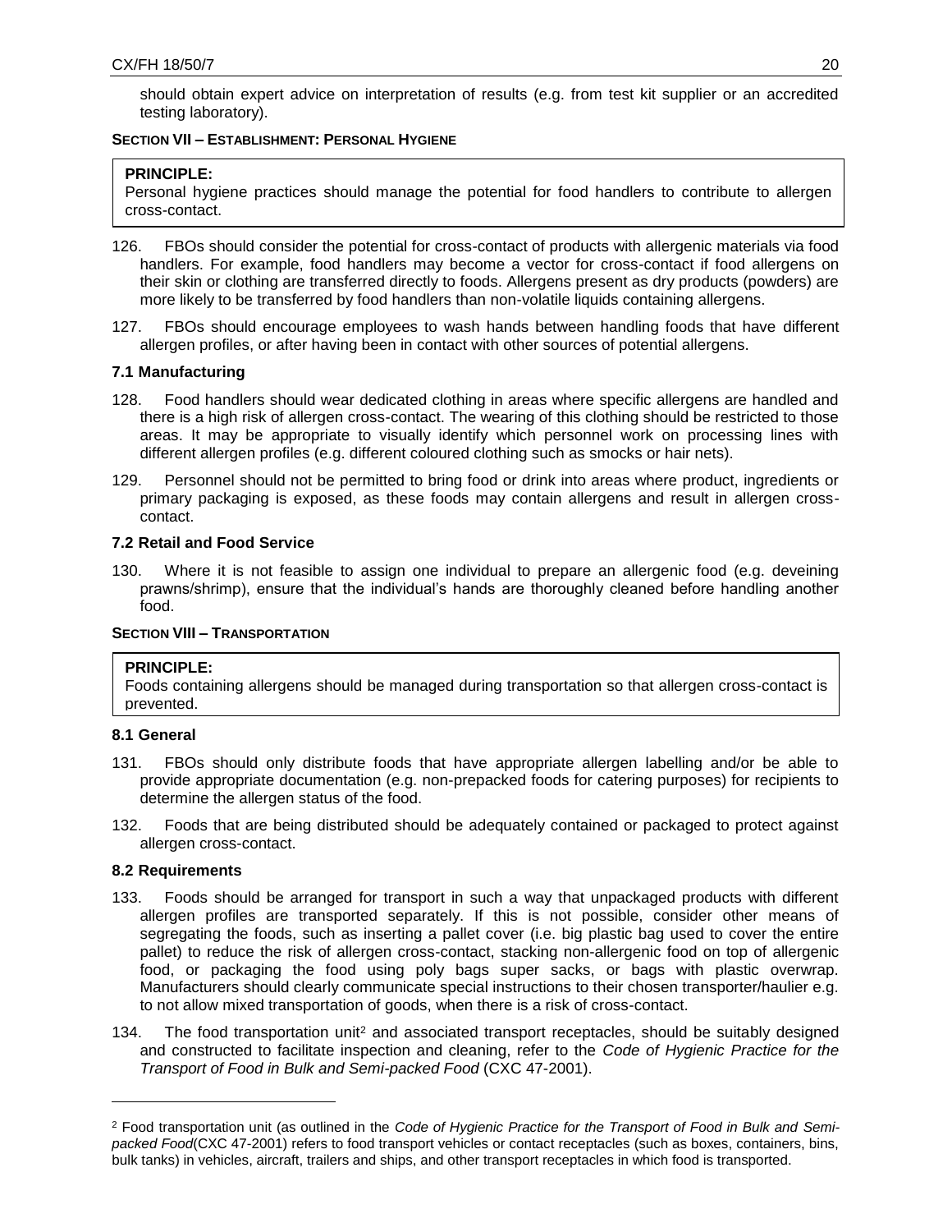should obtain expert advice on interpretation of results (e.g. from test kit supplier or an accredited testing laboratory).

## SECTION VII – ESTABLISHMENT: PERSONAL HYGIENE

> **PRINCIPLE:**
> Personal hygiene practices should manage the potential for food handlers to contribute to allergen cross-contact.

126. FBOs should consider the potential for cross-contact of products with allergenic materials via food handlers. For example, food handlers may become a vector for cross-contact if food allergens on their skin or clothing are transferred directly to foods. Allergens present as dry products (powders) are more likely to be transferred by food handlers than non-volatile liquids containing allergens.

127. FBOs should encourage employees to wash hands between handling foods that have different allergen profiles, or after having been in contact with other sources of potential allergens.

### 7.1 Manufacturing

128. Food handlers should wear dedicated clothing in areas where specific allergens are handled and there is a high risk of allergen cross-contact. The wearing of this clothing should be restricted to those areas. It may be appropriate to visually identify which personnel work on processing lines with different allergen profiles (e.g. different coloured clothing such as smocks or hair nets).

129. Personnel should not be permitted to bring food or drink into areas where product, ingredients or primary packaging is exposed, as these foods may contain allergens and result in allergen cross-contact.

### 7.2 Retail and Food Service

130. Where it is not feasible to assign one individual to prepare an allergenic food (e.g. deveining prawns/shrimp), ensure that the individual's hands are thoroughly cleaned before handling another food.

## SECTION VIII – TRANSPORTATION

> **PRINCIPLE:**
> Foods containing allergens should be managed during transportation so that allergen cross-contact is prevented.

### 8.1 General

131. FBOs should only distribute foods that have appropriate allergen labelling and/or be able to provide appropriate documentation (e.g. non-prepacked foods for catering purposes) for recipients to determine the allergen status of the food.

132. Foods that are being distributed should be adequately contained or packaged to protect against allergen cross-contact.

### 8.2 Requirements

133. Foods should be arranged for transport in such a way that unpackaged products with different allergen profiles are transported separately. If this is not possible, consider other means of segregating the foods, such as inserting a pallet cover (i.e. big plastic bag used to cover the entire pallet) to reduce the risk of allergen cross-contact, stacking non-allergenic food on top of allergenic food, or packaging the food using poly bags super sacks, or bags with plastic overwrap. Manufacturers should clearly communicate special instructions to their chosen transporter/haulier e.g. to not allow mixed transportation of goods, when there is a risk of cross-contact.

134. The food transportation unit[2] and associated transport receptacles, should be suitably designed and constructed to facilitate inspection and cleaning, refer to the *Code of Hygienic Practice for the Transport of Food in Bulk and Semi-packed Food* (CXC 47-2001).

---

[2] Food transportation unit (as outlined in the *Code of Hygienic Practice for the Transport of Food in Bulk and Semi-packed Food*(CXC 47-2001) refers to food transport vehicles or contact receptacles (such as boxes, containers, bins, bulk tanks) in vehicles, aircraft, trailers and ships, and other transport receptacles in which food is transported.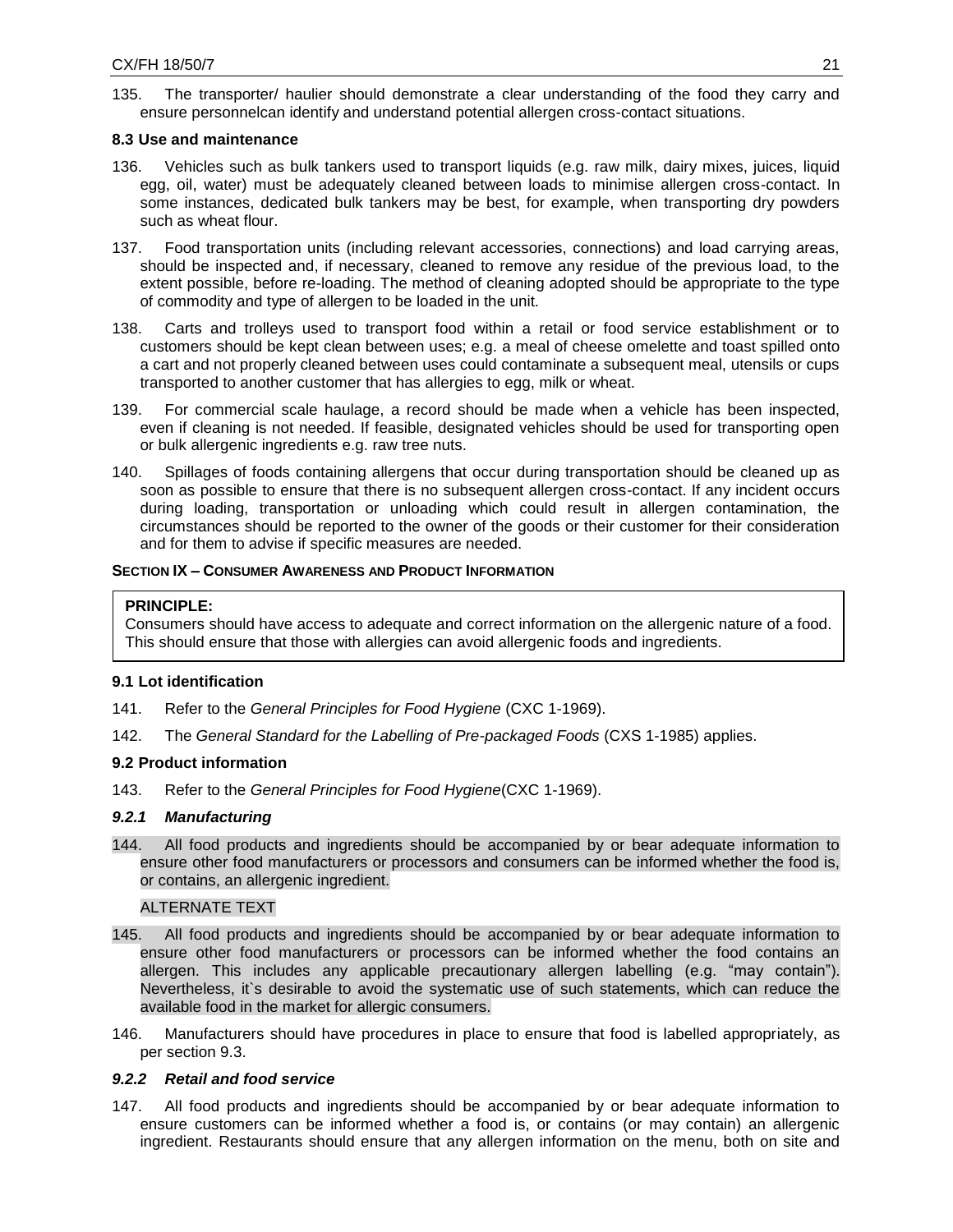135. The transporter/ haulier should demonstrate a clear understanding of the food they carry and ensure personnelcan identify and understand potential allergen cross-contact situations.

### 8.3 Use and maintenance

136. Vehicles such as bulk tankers used to transport liquids (e.g. raw milk, dairy mixes, juices, liquid egg, oil, water) must be adequately cleaned between loads to minimise allergen cross-contact. In some instances, dedicated bulk tankers may be best, for example, when transporting dry powders such as wheat flour.

137. Food transportation units (including relevant accessories, connections) and load carrying areas, should be inspected and, if necessary, cleaned to remove any residue of the previous load, to the extent possible, before re-loading. The method of cleaning adopted should be appropriate to the type of commodity and type of allergen to be loaded in the unit.

138. Carts and trolleys used to transport food within a retail or food service establishment or to customers should be kept clean between uses; e.g. a meal of cheese omelette and toast spilled onto a cart and not properly cleaned between uses could contaminate a subsequent meal, utensils or cups transported to another customer that has allergies to egg, milk or wheat.

139. For commercial scale haulage, a record should be made when a vehicle has been inspected, even if cleaning is not needed. If feasible, designated vehicles should be used for transporting open or bulk allergenic ingredients e.g. raw tree nuts.

140. Spillages of foods containing allergens that occur during transportation should be cleaned up as soon as possible to ensure that there is no subsequent allergen cross-contact. If any incident occurs during loading, transportation or unloading which could result in allergen contamination, the circumstances should be reported to the owner of the goods or their customer for their consideration and for them to advise if specific measures are needed.

## SECTION IX – CONSUMER AWARENESS AND PRODUCT INFORMATION

**PRINCIPLE:**
Consumers should have access to adequate and correct information on the allergenic nature of a food. This should ensure that those with allergies can avoid allergenic foods and ingredients.

### 9.1 Lot identification

141. Refer to the *General Principles for Food Hygiene* (CXC 1-1969).

142. The *General Standard for the Labelling of Pre-packaged Foods* (CXS 1-1985) applies.

### 9.2 Product information

143. Refer to the *General Principles for Food Hygiene*(CXC 1-1969).

#### *9.2.1 Manufacturing*

144. All food products and ingredients should be accompanied by or bear adequate information to ensure other food manufacturers or processors and consumers can be informed whether the food is, or contains, an allergenic ingredient.

ALTERNATE TEXT

145. All food products and ingredients should be accompanied by or bear adequate information to ensure other food manufacturers or processors can be informed whether the food contains an allergen. This includes any applicable precautionary allergen labelling (e.g. "may contain"). Nevertheless, it`s desirable to avoid the systematic use of such statements, which can reduce the available food in the market for allergic consumers.

146. Manufacturers should have procedures in place to ensure that food is labelled appropriately, as per section 9.3.

#### *9.2.2 Retail and food service*

147. All food products and ingredients should be accompanied by or bear adequate information to ensure customers can be informed whether a food is, or contains (or may contain) an allergenic ingredient. Restaurants should ensure that any allergen information on the menu, both on site and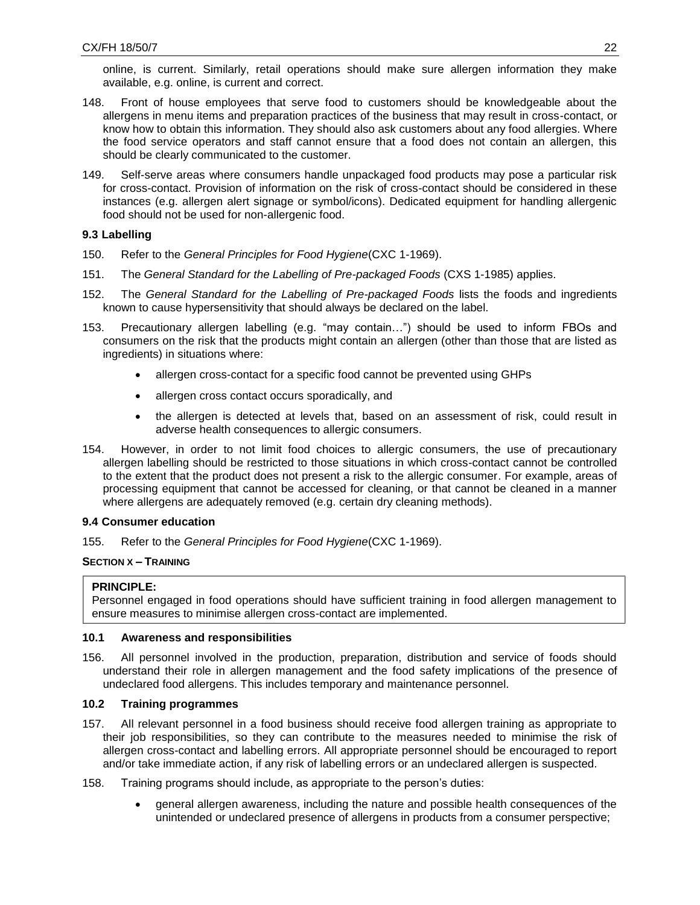online, is current. Similarly, retail operations should make sure allergen information they make available, e.g. online, is current and correct.

148. Front of house employees that serve food to customers should be knowledgeable about the allergens in menu items and preparation practices of the business that may result in cross-contact, or know how to obtain this information. They should also ask customers about any food allergies. Where the food service operators and staff cannot ensure that a food does not contain an allergen, this should be clearly communicated to the customer.

149. Self-serve areas where consumers handle unpackaged food products may pose a particular risk for cross-contact. Provision of information on the risk of cross-contact should be considered in these instances (e.g. allergen alert signage or symbol/icons). Dedicated equipment for handling allergenic food should not be used for non-allergenic food.

### 9.3 Labelling

150. Refer to the *General Principles for Food Hygiene*(CXC 1-1969).

151. The *General Standard for the Labelling of Pre-packaged Foods* (CXS 1-1985) applies.

152. The *General Standard for the Labelling of Pre-packaged Foods* lists the foods and ingredients known to cause hypersensitivity that should always be declared on the label.

153. Precautionary allergen labelling (e.g. "may contain…") should be used to inform FBOs and consumers on the risk that the products might contain an allergen (other than those that are listed as ingredients) in situations where:

- allergen cross-contact for a specific food cannot be prevented using GHPs
- allergen cross contact occurs sporadically, and
- the allergen is detected at levels that, based on an assessment of risk, could result in adverse health consequences to allergic consumers.

154. However, in order to not limit food choices to allergic consumers, the use of precautionary allergen labelling should be restricted to those situations in which cross-contact cannot be controlled to the extent that the product does not present a risk to the allergic consumer. For example, areas of processing equipment that cannot be accessed for cleaning, or that cannot be cleaned in a manner where allergens are adequately removed (e.g. certain dry cleaning methods).

### 9.4 Consumer education

155. Refer to the *General Principles for Food Hygiene*(CXC 1-1969).

## SECTION X – TRAINING

> **PRINCIPLE:**
> Personnel engaged in food operations should have sufficient training in food allergen management to ensure measures to minimise allergen cross-contact are implemented.

### 10.1 Awareness and responsibilities

156. All personnel involved in the production, preparation, distribution and service of foods should understand their role in allergen management and the food safety implications of the presence of undeclared food allergens. This includes temporary and maintenance personnel.

### 10.2 Training programmes

157. All relevant personnel in a food business should receive food allergen training as appropriate to their job responsibilities, so they can contribute to the measures needed to minimise the risk of allergen cross-contact and labelling errors. All appropriate personnel should be encouraged to report and/or take immediate action, if any risk of labelling errors or an undeclared allergen is suspected.

158. Training programs should include, as appropriate to the person's duties:

- general allergen awareness, including the nature and possible health consequences of the unintended or undeclared presence of allergens in products from a consumer perspective;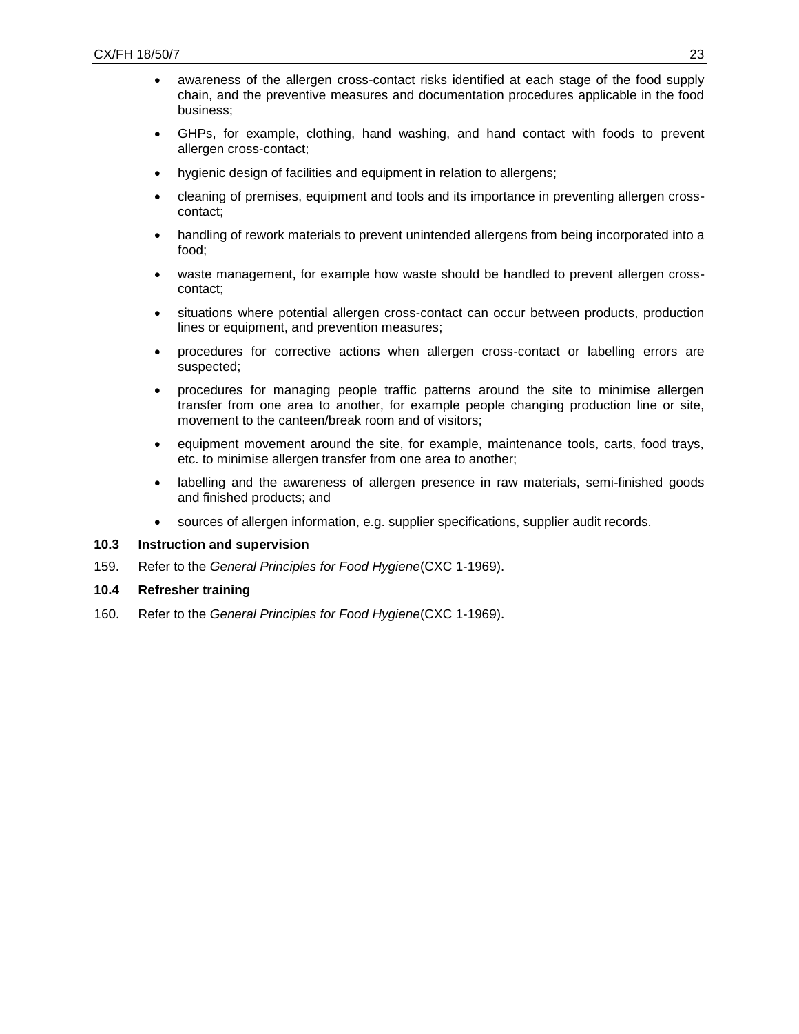- awareness of the allergen cross-contact risks identified at each stage of the food supply chain, and the preventive measures and documentation procedures applicable in the food business;
- GHPs, for example, clothing, hand washing, and hand contact with foods to prevent allergen cross-contact;
- hygienic design of facilities and equipment in relation to allergens;
- cleaning of premises, equipment and tools and its importance in preventing allergen cross-contact;
- handling of rework materials to prevent unintended allergens from being incorporated into a food;
- waste management, for example how waste should be handled to prevent allergen cross-contact;
- situations where potential allergen cross-contact can occur between products, production lines or equipment, and prevention measures;
- procedures for corrective actions when allergen cross-contact or labelling errors are suspected;
- procedures for managing people traffic patterns around the site to minimise allergen transfer from one area to another, for example people changing production line or site, movement to the canteen/break room and of visitors;
- equipment movement around the site, for example, maintenance tools, carts, food trays, etc. to minimise allergen transfer from one area to another;
- labelling and the awareness of allergen presence in raw materials, semi-finished goods and finished products; and
- sources of allergen information, e.g. supplier specifications, supplier audit records.

### 10.3 Instruction and supervision

159. Refer to the *General Principles for Food Hygiene*(CXC 1-1969).

### 10.4 Refresher training

160. Refer to the *General Principles for Food Hygiene*(CXC 1-1969).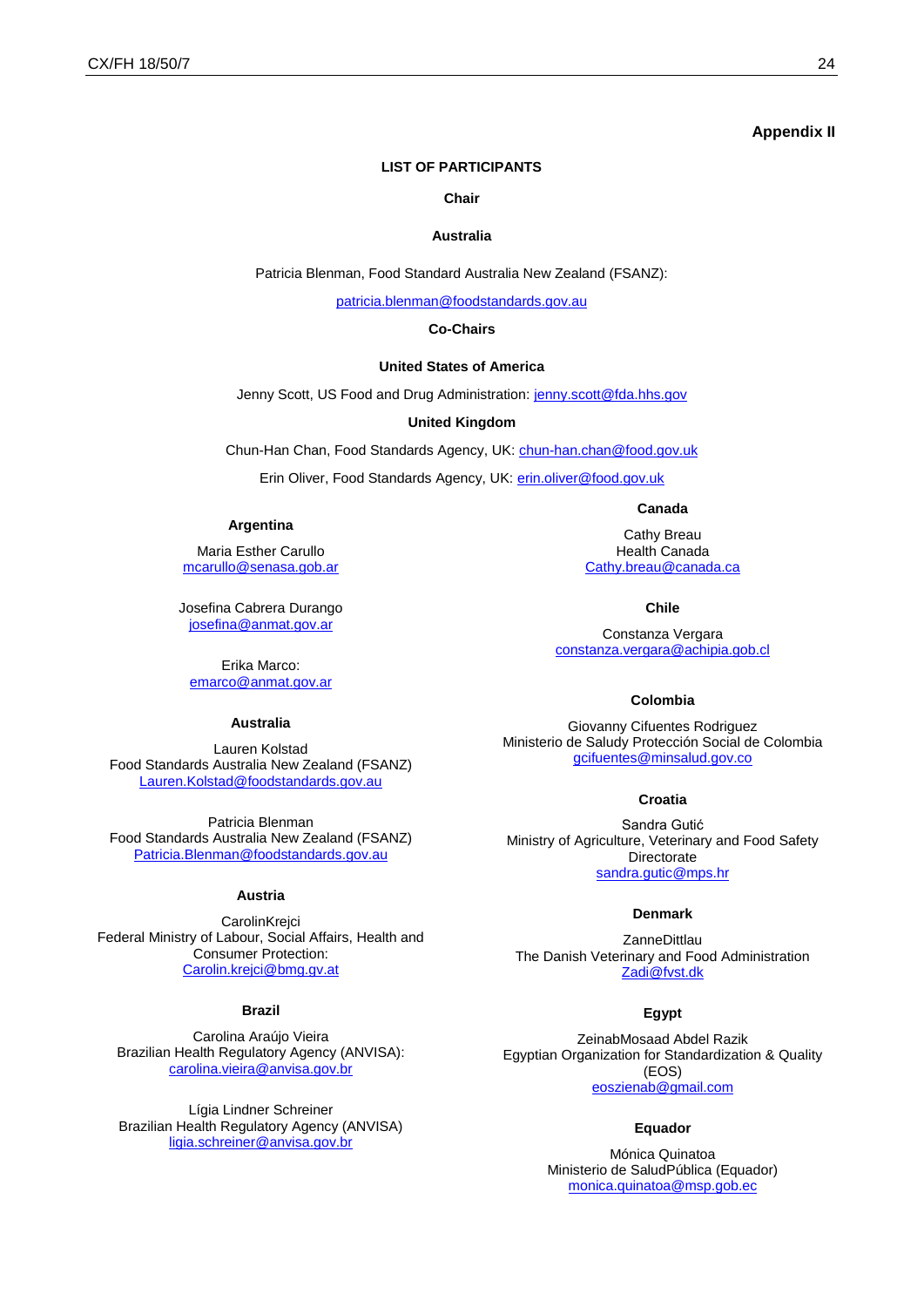**Appendix II**

## LIST OF PARTICIPANTS

### Chair

**Australia**

Patricia Blenman, Food Standard Australia New Zealand (FSANZ):

patricia.blenman@foodstandards.gov.au

### Co-Chairs

**United States of America**

Jenny Scott, US Food and Drug Administration: jenny.scott@fda.hhs.gov

**United Kingdom**

Chun-Han Chan, Food Standards Agency, UK: chun-han.chan@food.gov.uk

Erin Oliver, Food Standards Agency, UK: erin.oliver@food.gov.uk

**Argentina**

Maria Esther Carullo
mcarullo@senasa.gob.ar

Josefina Cabrera Durango
josefina@anmat.gov.ar

Erika Marco:
emarco@anmat.gov.ar

**Australia**

Lauren Kolstad
Food Standards Australia New Zealand (FSANZ)
Lauren.Kolstad@foodstandards.gov.au

Patricia Blenman
Food Standards Australia New Zealand (FSANZ)
Patricia.Blenman@foodstandards.gov.au

**Austria**

CarolinKrejci
Federal Ministry of Labour, Social Affairs, Health and Consumer Protection:
Carolin.krejci@bmg.gv.at

**Brazil**

Carolina Araújo Vieira
Brazilian Health Regulatory Agency (ANVISA):
carolina.vieira@anvisa.gov.br

Lígia Lindner Schreiner
Brazilian Health Regulatory Agency (ANVISA)
ligia.schreiner@anvisa.gov.br

**Canada**

Cathy Breau
Health Canada
Cathy.breau@canada.ca

**Chile**

Constanza Vergara
constanza.vergara@achipia.gob.cl

**Colombia**

Giovanny Cifuentes Rodriguez
Ministerio de Saludy Protección Social de Colombia
gcifuentes@minsalud.gov.co

**Croatia**

Sandra Gutić
Ministry of Agriculture, Veterinary and Food Safety Directorate
sandra.gutic@mps.hr

**Denmark**

ZanneDittlau
The Danish Veterinary and Food Administration
Zadi@fvst.dk

**Egypt**

ZeinabMosaad Abdel Razik
Egyptian Organization for Standardization & Quality (EOS)
eoszienab@gmail.com

**Equador**

Mónica Quinatoa
Ministerio de SaludPública (Equador)
monica.quinatoa@msp.gob.ec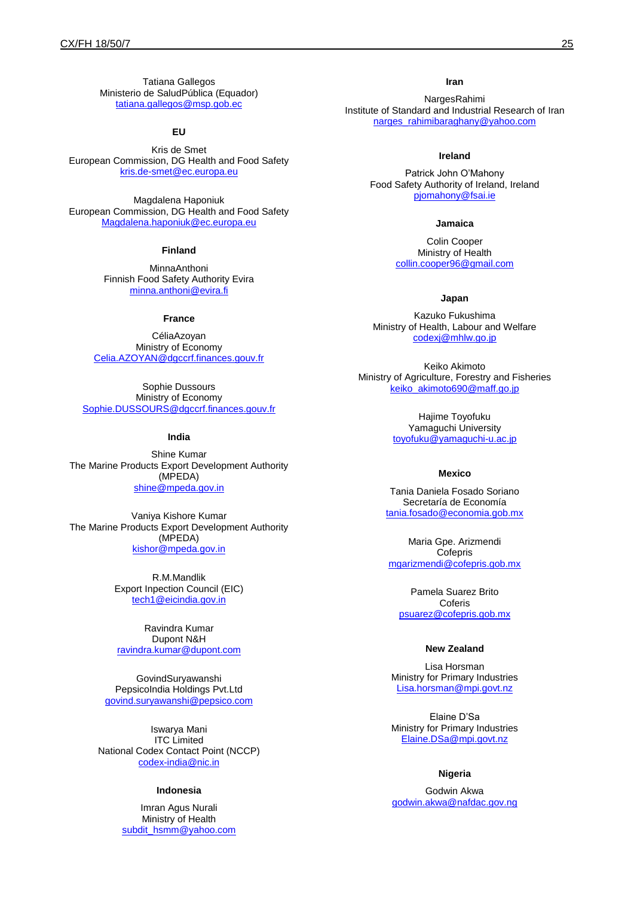Tatiana Gallegos
Ministerio de SaludPública (Equador)
tatiana.gallegos@msp.gob.ec

**EU**

Kris de Smet
European Commission, DG Health and Food Safety
kris.de-smet@ec.europa.eu

Magdalena Haponiuk
European Commission, DG Health and Food Safety
Magdalena.haponiuk@ec.europa.eu

**Finland**

MinnaAnthoni
Finnish Food Safety Authority Evira
minna.anthoni@evira.fi

**France**

CéliaAzoyan
Ministry of Economy
Celia.AZOYAN@dgccrf.finances.gouv.fr

Sophie Dussours
Ministry of Economy
Sophie.DUSSOURS@dgccrf.finances.gouv.fr

**India**

Shine Kumar
The Marine Products Export Development Authority (MPEDA)
shine@mpeda.gov.in

Vaniya Kishore Kumar
The Marine Products Export Development Authority (MPEDA)
kishor@mpeda.gov.in

R.M.Mandlik
Export Inpection Council (EIC)
tech1@eicindia.gov.in

Ravindra Kumar
Dupont N&H
ravindra.kumar@dupont.com

GovindSuryawanshi
PepsicoIndia Holdings Pvt.Ltd
govind.suryawanshi@pepsico.com

Iswarya Mani
ITC Limited
National Codex Contact Point (NCCP)
codex-india@nic.in

**Indonesia**

Imran Agus Nurali
Ministry of Health
subdit_hsmm@yahoo.com

**Iran**

NargesRahimi
Institute of Standard and Industrial Research of Iran
narges_rahimibaraghany@yahoo.com

**Ireland**

Patrick John O'Mahony
Food Safety Authority of Ireland, Ireland
pjomahony@fsai.ie

**Jamaica**

Colin Cooper
Ministry of Health
collin.cooper96@gmail.com

**Japan**

Kazuko Fukushima
Ministry of Health, Labour and Welfare
codexj@mhlw.go.jp

Keiko Akimoto
Ministry of Agriculture, Forestry and Fisheries
keiko_akimoto690@maff.go.jp

Hajime Toyofuku
Yamaguchi University
toyofuku@yamaguchi-u.ac.jp

**Mexico**

Tania Daniela Fosado Soriano
Secretaría de Economía
tania.fosado@economia.gob.mx

Maria Gpe. Arizmendi
Cofepris
mgarizmendi@cofepris.gob.mx

Pamela Suarez Brito
Coferis
psuarez@cofepris.gob.mx

**New Zealand**

Lisa Horsman
Ministry for Primary Industries
Lisa.horsman@mpi.govt.nz

Elaine D'Sa
Ministry for Primary Industries
Elaine.DSa@mpi.govt.nz

**Nigeria**

Godwin Akwa
godwin.akwa@nafdac.gov.ng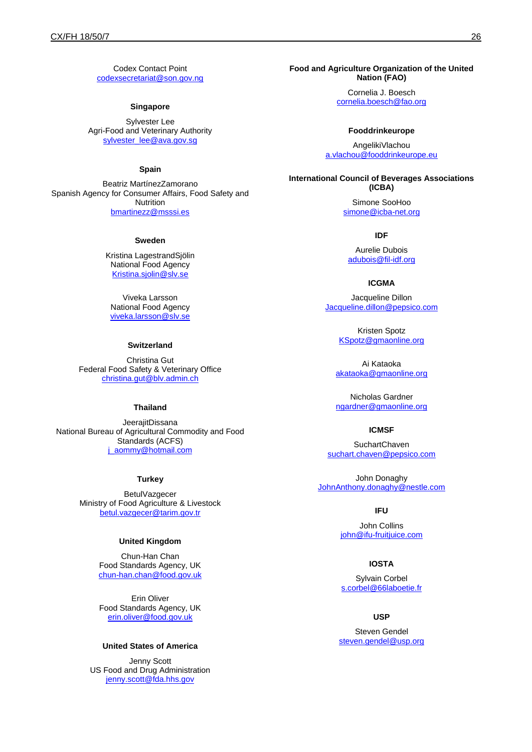Codex Contact Point
codexsecretariat@son.gov.ng

**Singapore**

Sylvester Lee
Agri-Food and Veterinary Authority
sylvester_lee@ava.gov.sg

**Spain**

Beatriz MartínezZamorano
Spanish Agency for Consumer Affairs, Food Safety and Nutrition
bmartinezz@msssi.es

**Sweden**

Kristina LagestrandSjölin
National Food Agency
Kristina.sjolin@slv.se

Viveka Larsson
National Food Agency
viveka.larsson@slv.se

**Switzerland**

Christina Gut
Federal Food Safety & Veterinary Office
christina.gut@blv.admin.ch

**Thailand**

JeerajitDissana
National Bureau of Agricultural Commodity and Food Standards (ACFS)
j_aommy@hotmail.com

**Turkey**

BetulVazgecer
Ministry of Food Agriculture & Livestock
betul.vazgecer@tarim.gov.tr

**United Kingdom**

Chun-Han Chan
Food Standards Agency, UK
chun-han.chan@food.gov.uk

Erin Oliver
Food Standards Agency, UK
erin.oliver@food.gov.uk

**United States of America**

Jenny Scott
US Food and Drug Administration
jenny.scott@fda.hhs.gov

**Food and Agriculture Organization of the United Nation (FAO)**

Cornelia J. Boesch
cornelia.boesch@fao.org

**Fooddrinkeurope**

AngelikiVlachou
a.vlachou@fooddrinkeurope.eu

**International Council of Beverages Associations (ICBA)**

Simone SooHoo
simone@icba-net.org

**IDF**

Aurelie Dubois
adubois@fil-idf.org

**ICGMA**

Jacqueline Dillon
Jacqueline.dillon@pepsico.com

Kristen Spotz
KSpotz@gmaonline.org

Ai Kataoka
akataoka@gmaonline.org

Nicholas Gardner
ngardner@gmaonline.org

**ICMSF**

SuchartChaven
suchart.chaven@pepsico.com

John Donaghy
JohnAnthony.donaghy@nestle.com

**IFU**

John Collins
john@ifu-fruitjuice.com

**IOSTA**

Sylvain Corbel
s.corbel@66laboetie.fr

**USP**

Steven Gendel
steven.gendel@usp.org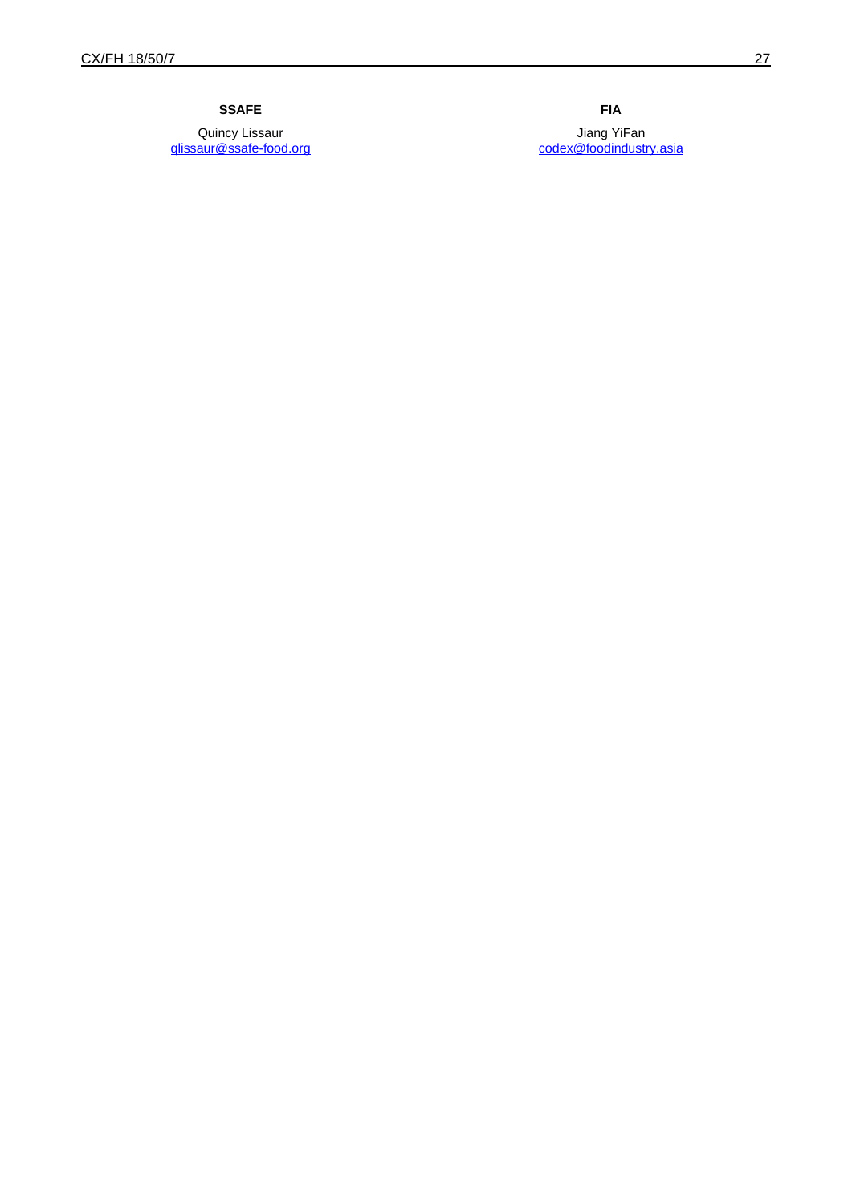**SSAFE**

Quincy Lissaur
qlissaur@ssafe-food.org

**FIA**

Jiang YiFan
codex@foodindustry.asia